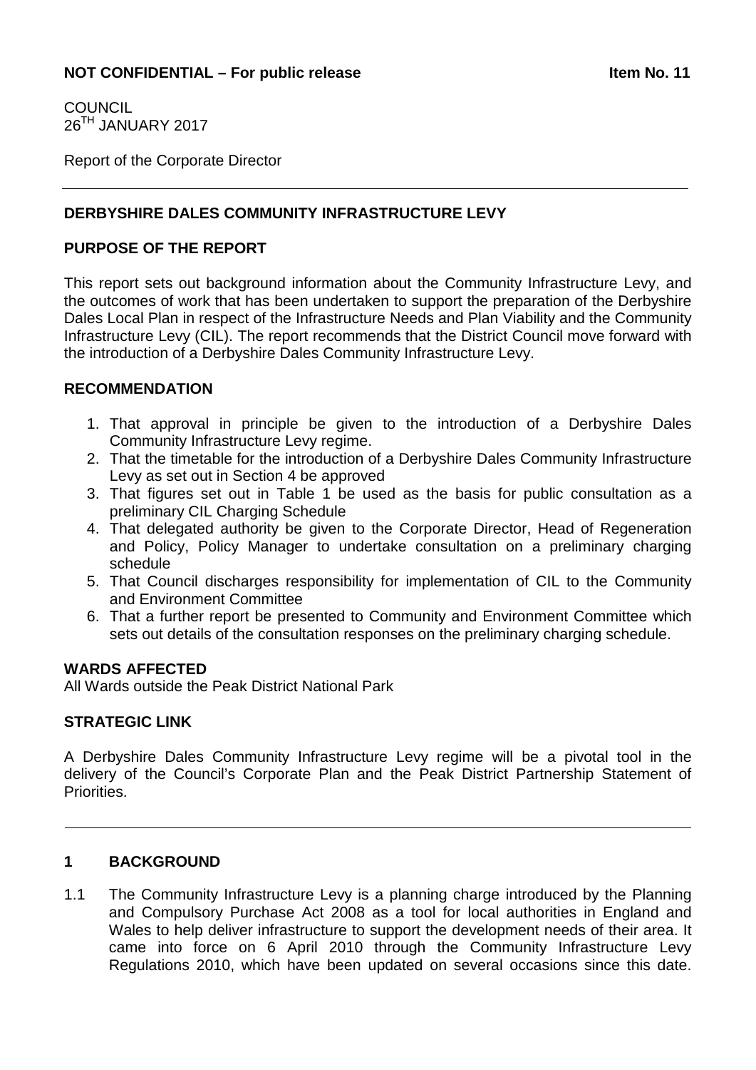**NOT CONFIDENTIAL – For public release** **Item No. 11**

COUNCIL
26TH JANUARY 2017

Report of the Corporate Director

---

## DERBYSHIRE DALES COMMUNITY INFRASTRUCTURE LEVY

### PURPOSE OF THE REPORT

This report sets out background information about the Community Infrastructure Levy, and the outcomes of work that has been undertaken to support the preparation of the Derbyshire Dales Local Plan in respect of the Infrastructure Needs and Plan Viability and the Community Infrastructure Levy (CIL). The report recommends that the District Council move forward with the introduction of a Derbyshire Dales Community Infrastructure Levy.

### RECOMMENDATION

1. That approval in principle be given to the introduction of a Derbyshire Dales Community Infrastructure Levy regime.
2. That the timetable for the introduction of a Derbyshire Dales Community Infrastructure Levy as set out in Section 4 be approved
3. That figures set out in Table 1 be used as the basis for public consultation as a preliminary CIL Charging Schedule
4. That delegated authority be given to the Corporate Director, Head of Regeneration and Policy, Policy Manager to undertake consultation on a preliminary charging schedule
5. That Council discharges responsibility for implementation of CIL to the Community and Environment Committee
6. That a further report be presented to Community and Environment Committee which sets out details of the consultation responses on the preliminary charging schedule.

### WARDS AFFECTED

All Wards outside the Peak District National Park

### STRATEGIC LINK

A Derbyshire Dales Community Infrastructure Levy regime will be a pivotal tool in the delivery of the Council's Corporate Plan and the Peak District Partnership Statement of Priorities.

---

### 1 BACKGROUND

1.1 The Community Infrastructure Levy is a planning charge introduced by the Planning and Compulsory Purchase Act 2008 as a tool for local authorities in England and Wales to help deliver infrastructure to support the development needs of their area. It came into force on 6 April 2010 through the Community Infrastructure Levy Regulations 2010, which have been updated on several occasions since this date.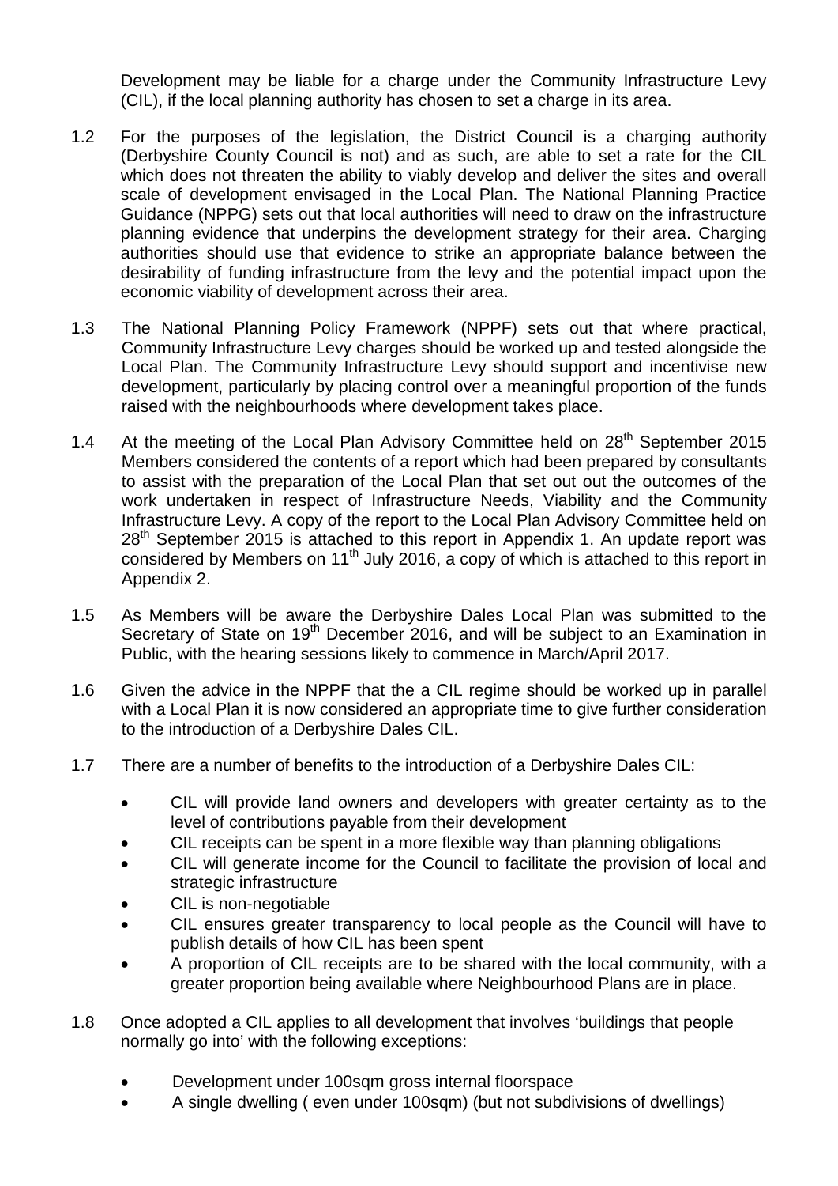Development may be liable for a charge under the Community Infrastructure Levy (CIL), if the local planning authority has chosen to set a charge in its area.

1.2 For the purposes of the legislation, the District Council is a charging authority (Derbyshire County Council is not) and as such, are able to set a rate for the CIL which does not threaten the ability to viably develop and deliver the sites and overall scale of development envisaged in the Local Plan. The National Planning Practice Guidance (NPPG) sets out that local authorities will need to draw on the infrastructure planning evidence that underpins the development strategy for their area. Charging authorities should use that evidence to strike an appropriate balance between the desirability of funding infrastructure from the levy and the potential impact upon the economic viability of development across their area.

1.3 The National Planning Policy Framework (NPPF) sets out that where practical, Community Infrastructure Levy charges should be worked up and tested alongside the Local Plan. The Community Infrastructure Levy should support and incentivise new development, particularly by placing control over a meaningful proportion of the funds raised with the neighbourhoods where development takes place.

1.4 At the meeting of the Local Plan Advisory Committee held on 28th September 2015 Members considered the contents of a report which had been prepared by consultants to assist with the preparation of the Local Plan that set out out the outcomes of the work undertaken in respect of Infrastructure Needs, Viability and the Community Infrastructure Levy. A copy of the report to the Local Plan Advisory Committee held on 28th September 2015 is attached to this report in Appendix 1. An update report was considered by Members on 11th July 2016, a copy of which is attached to this report in Appendix 2.

1.5 As Members will be aware the Derbyshire Dales Local Plan was submitted to the Secretary of State on 19th December 2016, and will be subject to an Examination in Public, with the hearing sessions likely to commence in March/April 2017.

1.6 Given the advice in the NPPF that the a CIL regime should be worked up in parallel with a Local Plan it is now considered an appropriate time to give further consideration to the introduction of a Derbyshire Dales CIL.

1.7 There are a number of benefits to the introduction of a Derbyshire Dales CIL:

- CIL will provide land owners and developers with greater certainty as to the level of contributions payable from their development
- CIL receipts can be spent in a more flexible way than planning obligations
- CIL will generate income for the Council to facilitate the provision of local and strategic infrastructure
- CIL is non-negotiable
- CIL ensures greater transparency to local people as the Council will have to publish details of how CIL has been spent
- A proportion of CIL receipts are to be shared with the local community, with a greater proportion being available where Neighbourhood Plans are in place.

1.8 Once adopted a CIL applies to all development that involves 'buildings that people normally go into' with the following exceptions:

- Development under 100sqm gross internal floorspace
- A single dwelling ( even under 100sqm) (but not subdivisions of dwellings)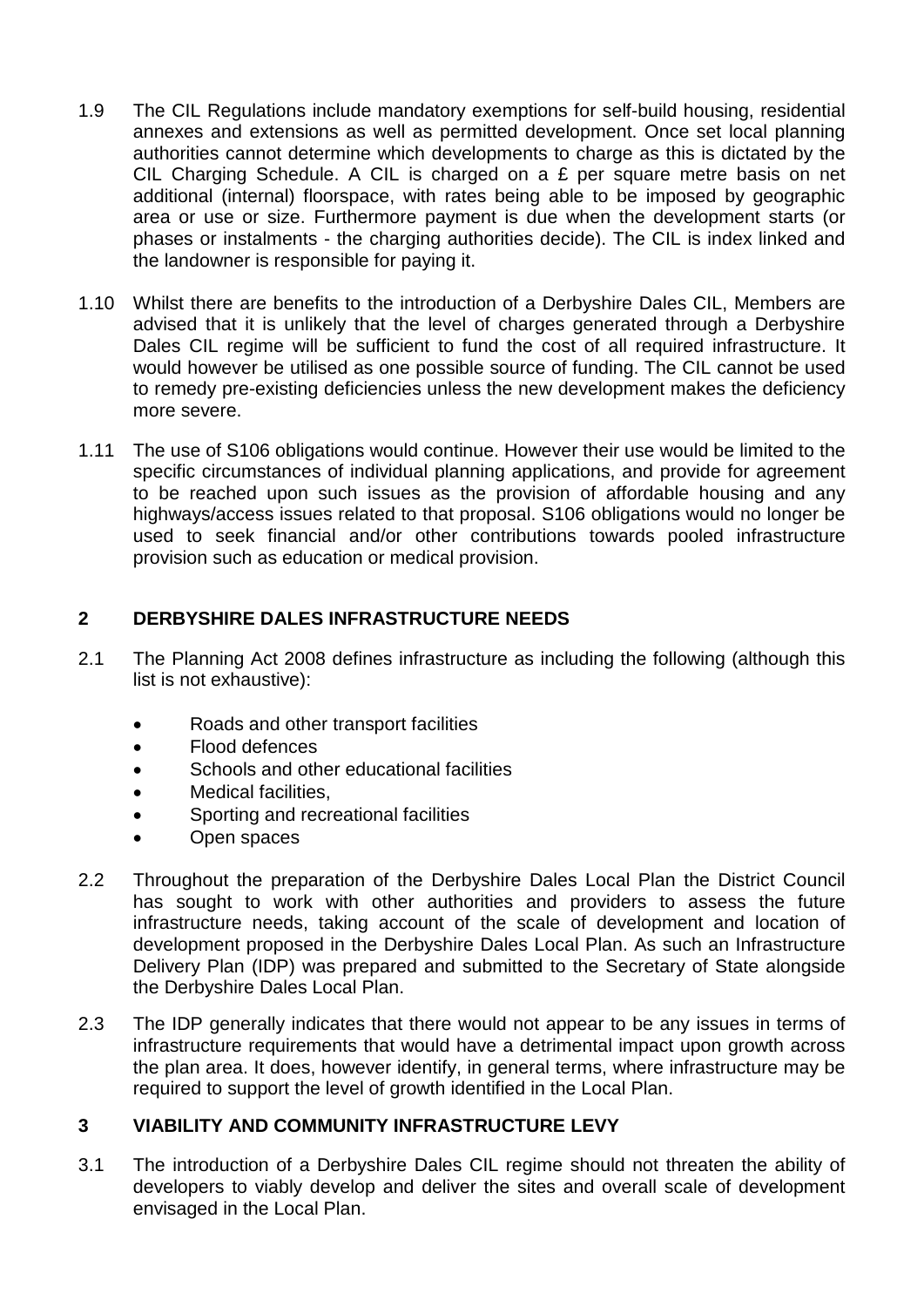1.9 The CIL Regulations include mandatory exemptions for self-build housing, residential annexes and extensions as well as permitted development. Once set local planning authorities cannot determine which developments to charge as this is dictated by the CIL Charging Schedule. A CIL is charged on a £ per square metre basis on net additional (internal) floorspace, with rates being able to be imposed by geographic area or use or size. Furthermore payment is due when the development starts (or phases or instalments - the charging authorities decide). The CIL is index linked and the landowner is responsible for paying it.

1.10 Whilst there are benefits to the introduction of a Derbyshire Dales CIL, Members are advised that it is unlikely that the level of charges generated through a Derbyshire Dales CIL regime will be sufficient to fund the cost of all required infrastructure. It would however be utilised as one possible source of funding. The CIL cannot be used to remedy pre-existing deficiencies unless the new development makes the deficiency more severe.

1.11 The use of S106 obligations would continue. However their use would be limited to the specific circumstances of individual planning applications, and provide for agreement to be reached upon such issues as the provision of affordable housing and any highways/access issues related to that proposal. S106 obligations would no longer be used to seek financial and/or other contributions towards pooled infrastructure provision such as education or medical provision.

## 2 DERBYSHIRE DALES INFRASTRUCTURE NEEDS

2.1 The Planning Act 2008 defines infrastructure as including the following (although this list is not exhaustive):

- Roads and other transport facilities
- Flood defences
- Schools and other educational facilities
- Medical facilities,
- Sporting and recreational facilities
- Open spaces

2.2 Throughout the preparation of the Derbyshire Dales Local Plan the District Council has sought to work with other authorities and providers to assess the future infrastructure needs, taking account of the scale of development and location of development proposed in the Derbyshire Dales Local Plan. As such an Infrastructure Delivery Plan (IDP) was prepared and submitted to the Secretary of State alongside the Derbyshire Dales Local Plan.

2.3 The IDP generally indicates that there would not appear to be any issues in terms of infrastructure requirements that would have a detrimental impact upon growth across the plan area. It does, however identify, in general terms, where infrastructure may be required to support the level of growth identified in the Local Plan.

## 3 VIABILITY AND COMMUNITY INFRASTRUCTURE LEVY

3.1 The introduction of a Derbyshire Dales CIL regime should not threaten the ability of developers to viably develop and deliver the sites and overall scale of development envisaged in the Local Plan.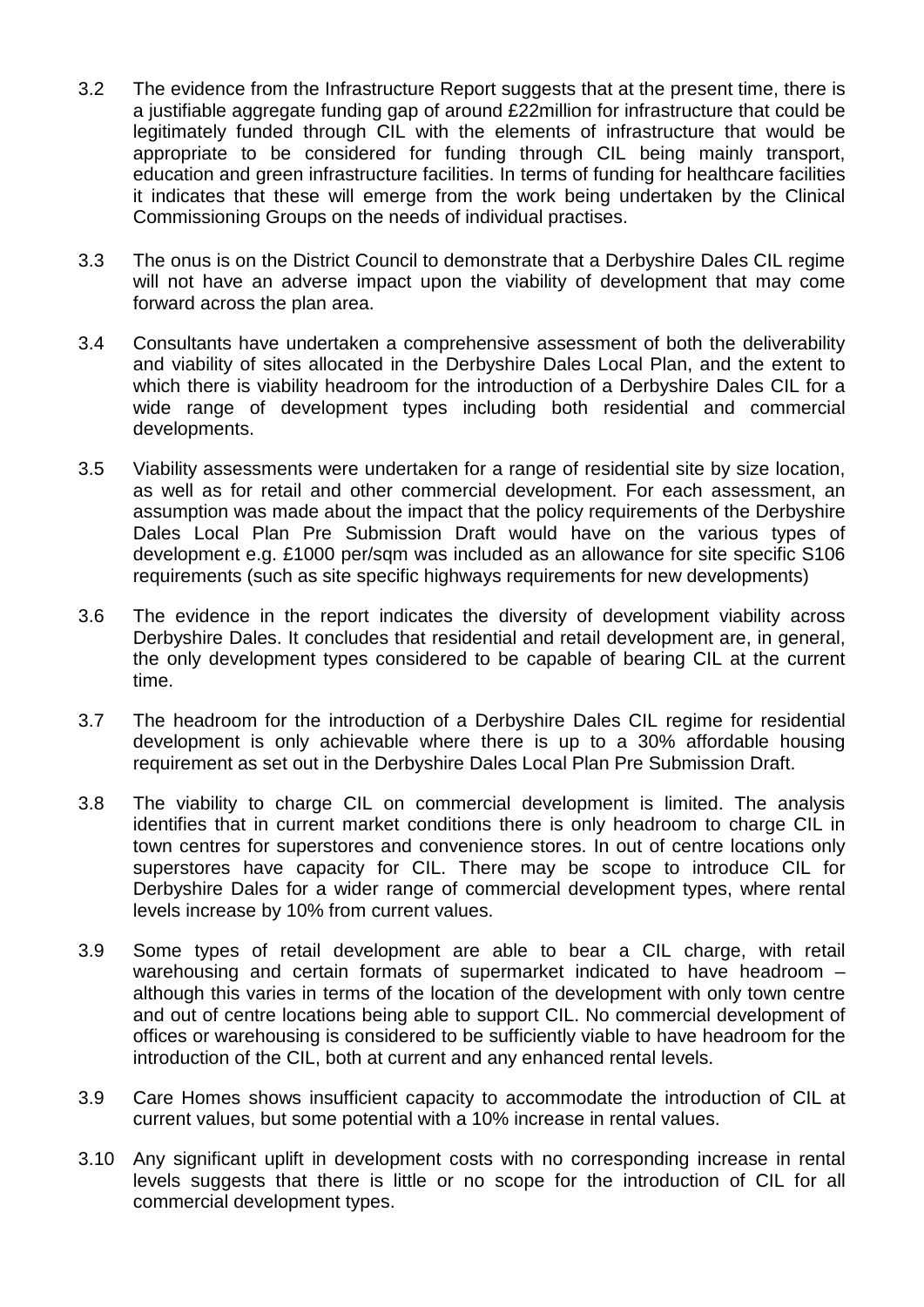3.2 The evidence from the Infrastructure Report suggests that at the present time, there is a justifiable aggregate funding gap of around £22million for infrastructure that could be legitimately funded through CIL with the elements of infrastructure that would be appropriate to be considered for funding through CIL being mainly transport, education and green infrastructure facilities. In terms of funding for healthcare facilities it indicates that these will emerge from the work being undertaken by the Clinical Commissioning Groups on the needs of individual practises.

3.3 The onus is on the District Council to demonstrate that a Derbyshire Dales CIL regime will not have an adverse impact upon the viability of development that may come forward across the plan area.

3.4 Consultants have undertaken a comprehensive assessment of both the deliverability and viability of sites allocated in the Derbyshire Dales Local Plan, and the extent to which there is viability headroom for the introduction of a Derbyshire Dales CIL for a wide range of development types including both residential and commercial developments.

3.5 Viability assessments were undertaken for a range of residential site by size location, as well as for retail and other commercial development. For each assessment, an assumption was made about the impact that the policy requirements of the Derbyshire Dales Local Plan Pre Submission Draft would have on the various types of development e.g. £1000 per/sqm was included as an allowance for site specific S106 requirements (such as site specific highways requirements for new developments)

3.6 The evidence in the report indicates the diversity of development viability across Derbyshire Dales. It concludes that residential and retail development are, in general, the only development types considered to be capable of bearing CIL at the current time.

3.7 The headroom for the introduction of a Derbyshire Dales CIL regime for residential development is only achievable where there is up to a 30% affordable housing requirement as set out in the Derbyshire Dales Local Plan Pre Submission Draft.

3.8 The viability to charge CIL on commercial development is limited. The analysis identifies that in current market conditions there is only headroom to charge CIL in town centres for superstores and convenience stores. In out of centre locations only superstores have capacity for CIL. There may be scope to introduce CIL for Derbyshire Dales for a wider range of commercial development types, where rental levels increase by 10% from current values.

3.9 Some types of retail development are able to bear a CIL charge, with retail warehousing and certain formats of supermarket indicated to have headroom – although this varies in terms of the location of the development with only town centre and out of centre locations being able to support CIL. No commercial development of offices or warehousing is considered to be sufficiently viable to have headroom for the introduction of the CIL, both at current and any enhanced rental levels.

3.9 Care Homes shows insufficient capacity to accommodate the introduction of CIL at current values, but some potential with a 10% increase in rental values.

3.10 Any significant uplift in development costs with no corresponding increase in rental levels suggests that there is little or no scope for the introduction of CIL for all commercial development types.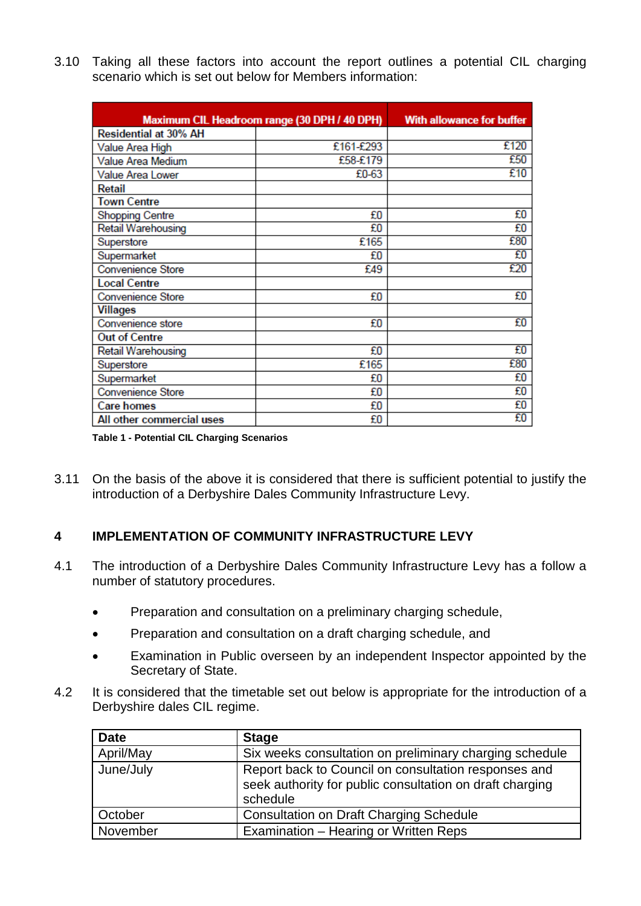3.10 Taking all these factors into account the report outlines a potential CIL charging scenario which is set out below for Members information:

| Maximum CIL Headroom range (30 DPH / 40 DPH) | | With allowance for buffer |
|---|---|---|
| **Residential at 30% AH** | | |
| Value Area High | £161-£293 | £120 |
| Value Area Medium | £58-£179 | £50 |
| Value Area Lower | £0-63 | £10 |
| **Retail** | | |
| **Town Centre** | | |
| Shopping Centre | £0 | £0 |
| Retail Warehousing | £0 | £0 |
| Superstore | £165 | £80 |
| Supermarket | £0 | £0 |
| Convenience Store | £49 | £20 |
| **Local Centre** | | |
| Convenience Store | £0 | £0 |
| **Villages** | | |
| Convenience store | £0 | £0 |
| **Out of Centre** | | |
| Retail Warehousing | £0 | £0 |
| Superstore | £165 | £80 |
| Supermarket | £0 | £0 |
| Convenience Store | £0 | £0 |
| **Care homes** | £0 | £0 |
| **All other commercial uses** | £0 | £0 |

**Table 1 - Potential CIL Charging Scenarios**

3.11 On the basis of the above it is considered that there is sufficient potential to justify the introduction of a Derbyshire Dales Community Infrastructure Levy.

## 4 IMPLEMENTATION OF COMMUNITY INFRASTRUCTURE LEVY

4.1 The introduction of a Derbyshire Dales Community Infrastructure Levy has a follow a number of statutory procedures.

- Preparation and consultation on a preliminary charging schedule,
- Preparation and consultation on a draft charging schedule, and
- Examination in Public overseen by an independent Inspector appointed by the Secretary of State.

4.2 It is considered that the timetable set out below is appropriate for the introduction of a Derbyshire dales CIL regime.

| Date | Stage |
|---|---|
| April/May | Six weeks consultation on preliminary charging schedule |
| June/July | Report back to Council on consultation responses and seek authority for public consultation on draft charging schedule |
| October | Consultation on Draft Charging Schedule |
| November | Examination – Hearing or Written Reps |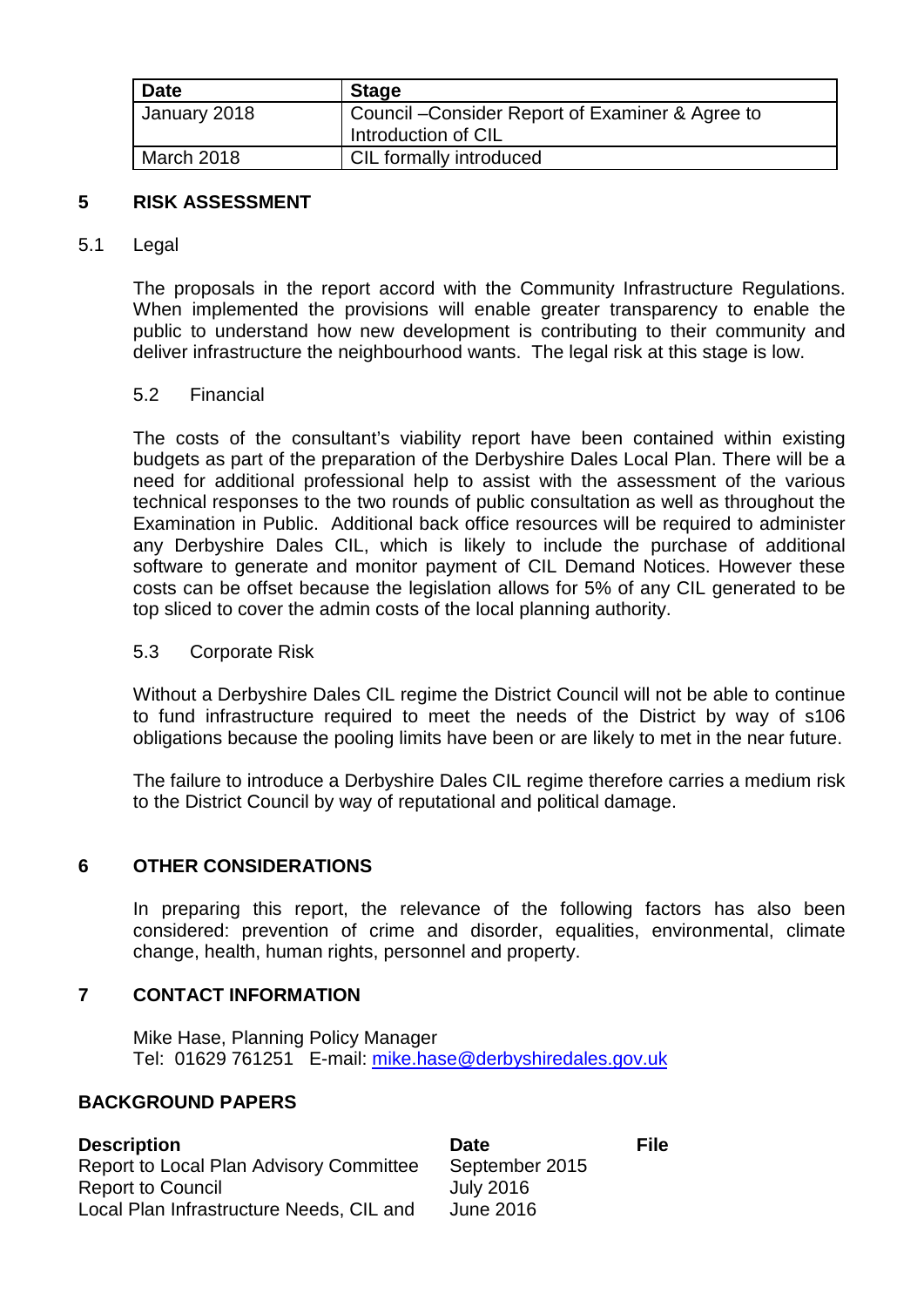| Date | Stage |
| --- | --- |
| January 2018 | Council –Consider Report of Examiner & Agree to Introduction of CIL |
| March 2018 | CIL formally introduced |

## 5 RISK ASSESSMENT

5.1 Legal

The proposals in the report accord with the Community Infrastructure Regulations. When implemented the provisions will enable greater transparency to enable the public to understand how new development is contributing to their community and deliver infrastructure the neighbourhood wants. The legal risk at this stage is low.

5.2 Financial

The costs of the consultant's viability report have been contained within existing budgets as part of the preparation of the Derbyshire Dales Local Plan. There will be a need for additional professional help to assist with the assessment of the various technical responses to the two rounds of public consultation as well as throughout the Examination in Public. Additional back office resources will be required to administer any Derbyshire Dales CIL, which is likely to include the purchase of additional software to generate and monitor payment of CIL Demand Notices. However these costs can be offset because the legislation allows for 5% of any CIL generated to be top sliced to cover the admin costs of the local planning authority.

5.3 Corporate Risk

Without a Derbyshire Dales CIL regime the District Council will not be able to continue to fund infrastructure required to meet the needs of the District by way of s106 obligations because the pooling limits have been or are likely to met in the near future.

The failure to introduce a Derbyshire Dales CIL regime therefore carries a medium risk to the District Council by way of reputational and political damage.

## 6 OTHER CONSIDERATIONS

In preparing this report, the relevance of the following factors has also been considered: prevention of crime and disorder, equalities, environmental, climate change, health, human rights, personnel and property.

## 7 CONTACT INFORMATION

Mike Hase, Planning Policy Manager
Tel: 01629 761251 E-mail: mike.hase@derbyshiredales.gov.uk

## BACKGROUND PAPERS

| Description | Date | File |
| --- | --- | --- |
| Report to Local Plan Advisory Committee | September 2015 | |
| Report to Council | July 2016 | |
| Local Plan Infrastructure Needs, CIL and | June 2016 | |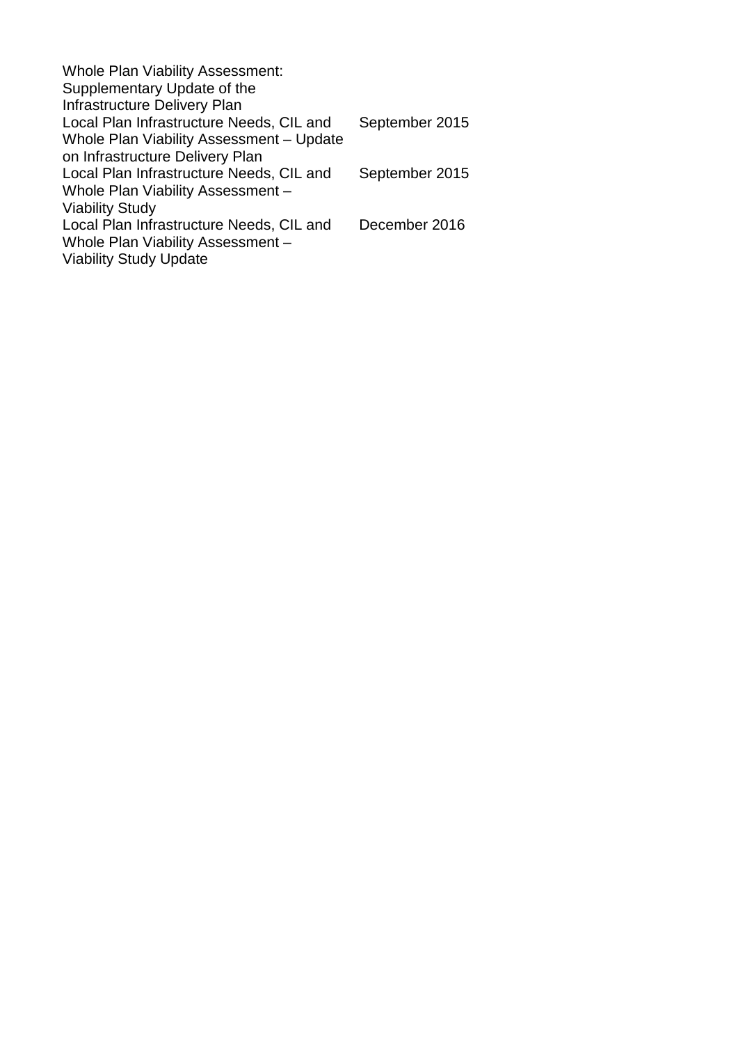| | |
|---|---|
| Whole Plan Viability Assessment: Supplementary Update of the Infrastructure Delivery Plan | |
| Local Plan Infrastructure Needs, CIL and Whole Plan Viability Assessment – Update on Infrastructure Delivery Plan | September 2015 |
| Local Plan Infrastructure Needs, CIL and Whole Plan Viability Assessment – Viability Study | September 2015 |
| Local Plan Infrastructure Needs, CIL and Whole Plan Viability Assessment – Viability Study Update | December 2016 |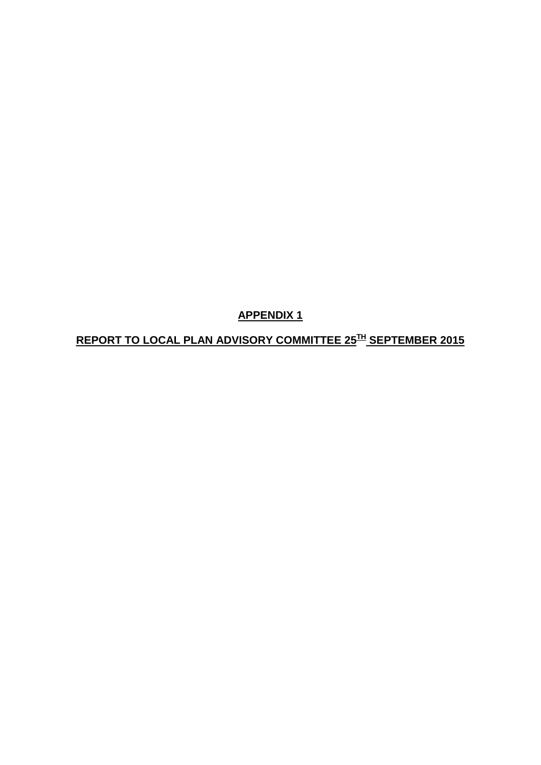**APPENDIX 1**

**REPORT TO LOCAL PLAN ADVISORY COMMITTEE 25TH SEPTEMBER 2015**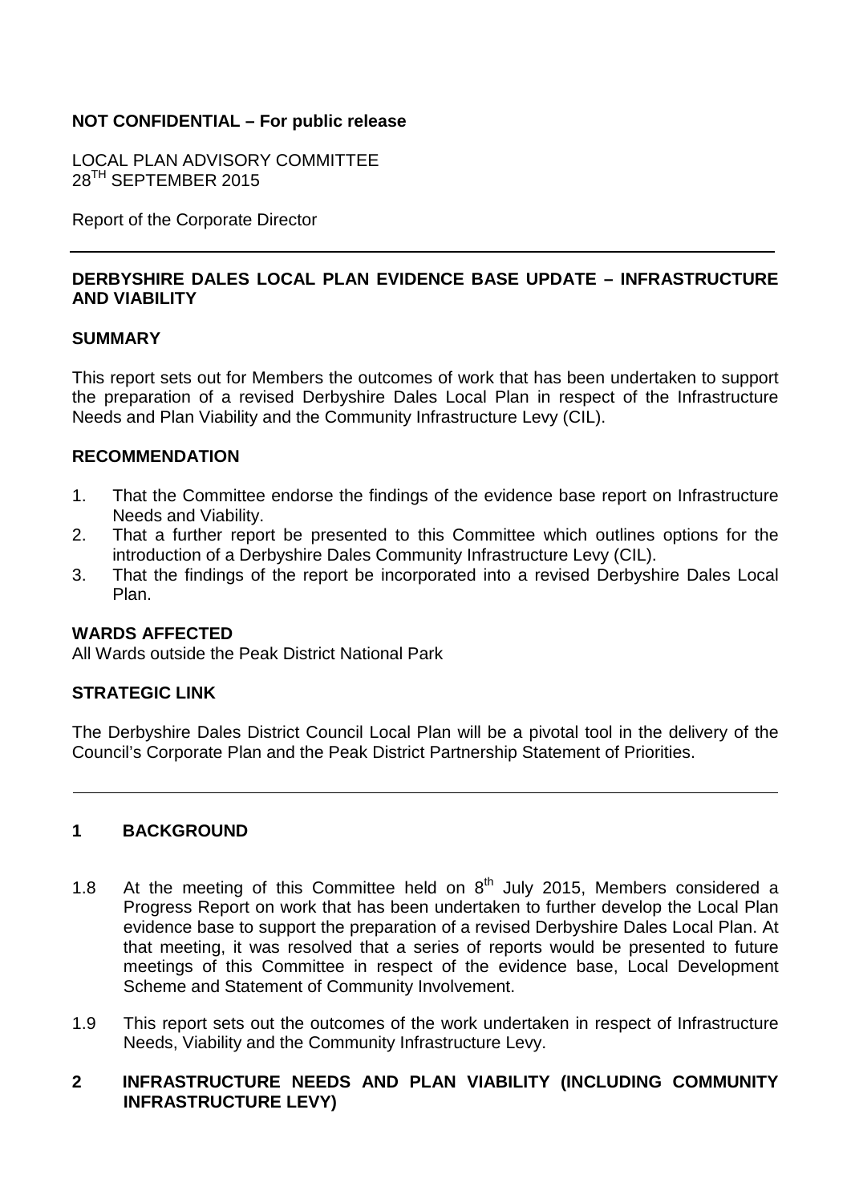**NOT CONFIDENTIAL – For public release**

LOCAL PLAN ADVISORY COMMITTEE
28TH SEPTEMBER 2015

Report of the Corporate Director

---

## DERBYSHIRE DALES LOCAL PLAN EVIDENCE BASE UPDATE – INFRASTRUCTURE AND VIABILITY

### SUMMARY

This report sets out for Members the outcomes of work that has been undertaken to support the preparation of a revised Derbyshire Dales Local Plan in respect of the Infrastructure Needs and Plan Viability and the Community Infrastructure Levy (CIL).

### RECOMMENDATION

1. That the Committee endorse the findings of the evidence base report on Infrastructure Needs and Viability.
2. That a further report be presented to this Committee which outlines options for the introduction of a Derbyshire Dales Community Infrastructure Levy (CIL).
3. That the findings of the report be incorporated into a revised Derbyshire Dales Local Plan.

### WARDS AFFECTED

All Wards outside the Peak District National Park

### STRATEGIC LINK

The Derbyshire Dales District Council Local Plan will be a pivotal tool in the delivery of the Council's Corporate Plan and the Peak District Partnership Statement of Priorities.

---

## 1 BACKGROUND

1.8 At the meeting of this Committee held on 8th July 2015, Members considered a Progress Report on work that has been undertaken to further develop the Local Plan evidence base to support the preparation of a revised Derbyshire Dales Local Plan. At that meeting, it was resolved that a series of reports would be presented to future meetings of this Committee in respect of the evidence base, Local Development Scheme and Statement of Community Involvement.

1.9 This report sets out the outcomes of the work undertaken in respect of Infrastructure Needs, Viability and the Community Infrastructure Levy.

## 2 INFRASTRUCTURE NEEDS AND PLAN VIABILITY (INCLUDING COMMUNITY INFRASTRUCTURE LEVY)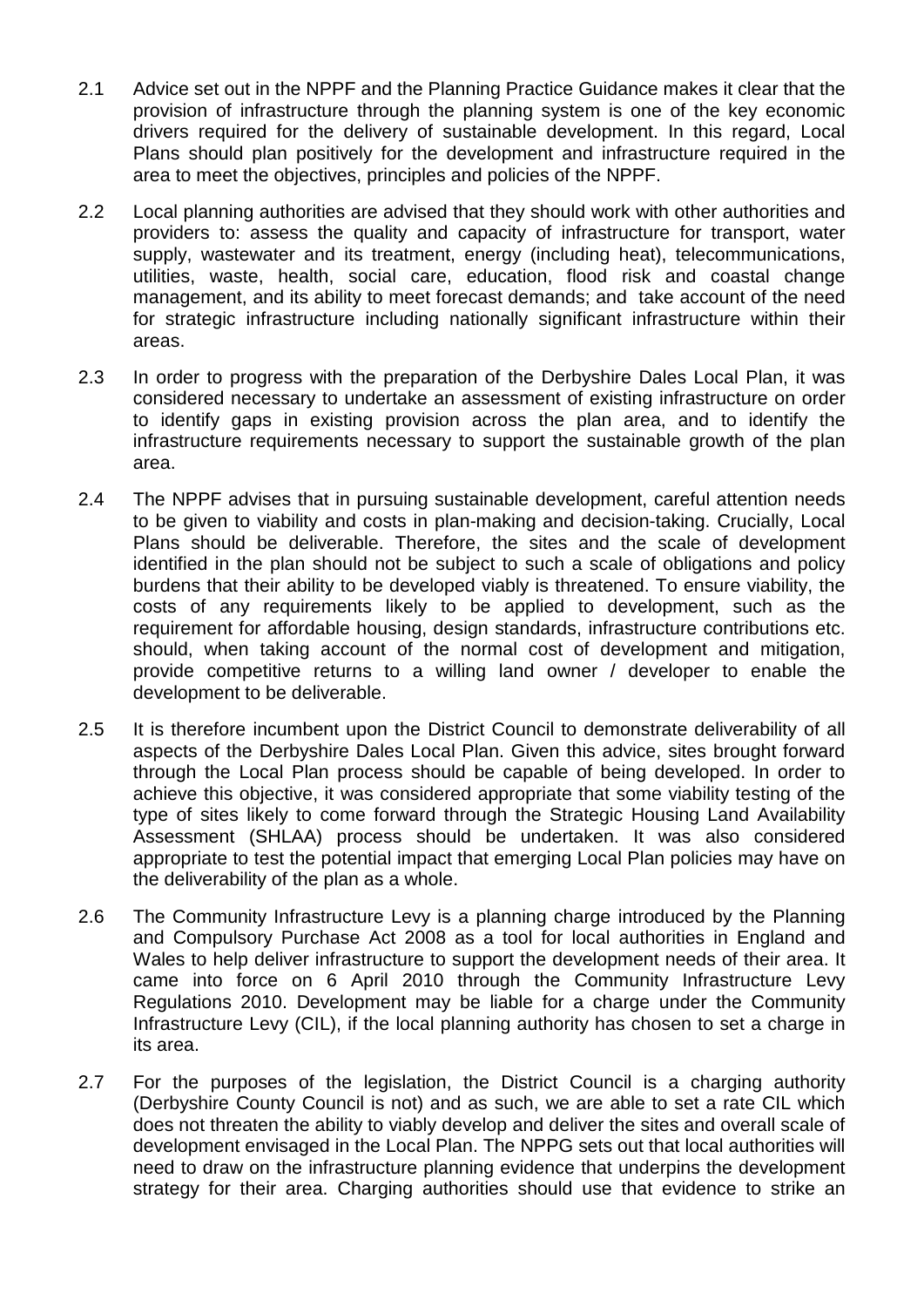2.1 Advice set out in the NPPF and the Planning Practice Guidance makes it clear that the provision of infrastructure through the planning system is one of the key economic drivers required for the delivery of sustainable development. In this regard, Local Plans should plan positively for the development and infrastructure required in the area to meet the objectives, principles and policies of the NPPF.

2.2 Local planning authorities are advised that they should work with other authorities and providers to: assess the quality and capacity of infrastructure for transport, water supply, wastewater and its treatment, energy (including heat), telecommunications, utilities, waste, health, social care, education, flood risk and coastal change management, and its ability to meet forecast demands; and take account of the need for strategic infrastructure including nationally significant infrastructure within their areas.

2.3 In order to progress with the preparation of the Derbyshire Dales Local Plan, it was considered necessary to undertake an assessment of existing infrastructure on order to identify gaps in existing provision across the plan area, and to identify the infrastructure requirements necessary to support the sustainable growth of the plan area.

2.4 The NPPF advises that in pursuing sustainable development, careful attention needs to be given to viability and costs in plan-making and decision-taking. Crucially, Local Plans should be deliverable. Therefore, the sites and the scale of development identified in the plan should not be subject to such a scale of obligations and policy burdens that their ability to be developed viably is threatened. To ensure viability, the costs of any requirements likely to be applied to development, such as the requirement for affordable housing, design standards, infrastructure contributions etc. should, when taking account of the normal cost of development and mitigation, provide competitive returns to a willing land owner / developer to enable the development to be deliverable.

2.5 It is therefore incumbent upon the District Council to demonstrate deliverability of all aspects of the Derbyshire Dales Local Plan. Given this advice, sites brought forward through the Local Plan process should be capable of being developed. In order to achieve this objective, it was considered appropriate that some viability testing of the type of sites likely to come forward through the Strategic Housing Land Availability Assessment (SHLAA) process should be undertaken. It was also considered appropriate to test the potential impact that emerging Local Plan policies may have on the deliverability of the plan as a whole.

2.6 The Community Infrastructure Levy is a planning charge introduced by the Planning and Compulsory Purchase Act 2008 as a tool for local authorities in England and Wales to help deliver infrastructure to support the development needs of their area. It came into force on 6 April 2010 through the Community Infrastructure Levy Regulations 2010. Development may be liable for a charge under the Community Infrastructure Levy (CIL), if the local planning authority has chosen to set a charge in its area.

2.7 For the purposes of the legislation, the District Council is a charging authority (Derbyshire County Council is not) and as such, we are able to set a rate CIL which does not threaten the ability to viably develop and deliver the sites and overall scale of development envisaged in the Local Plan. The NPPG sets out that local authorities will need to draw on the infrastructure planning evidence that underpins the development strategy for their area. Charging authorities should use that evidence to strike an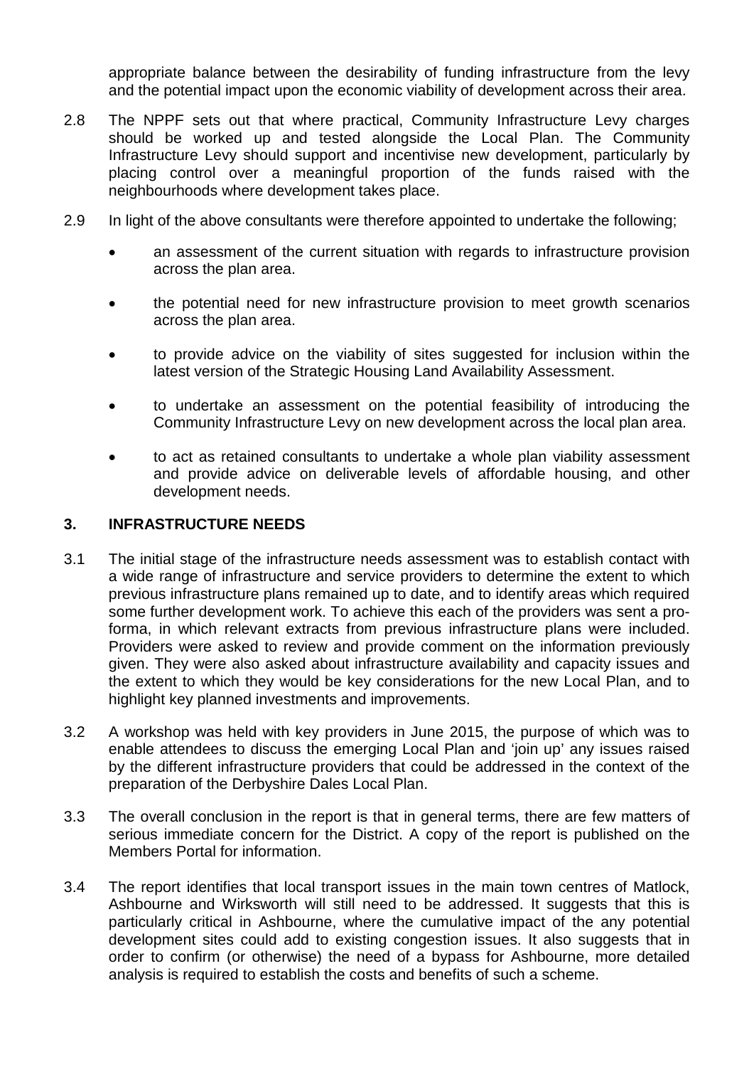appropriate balance between the desirability of funding infrastructure from the levy and the potential impact upon the economic viability of development across their area.

2.8 The NPPF sets out that where practical, Community Infrastructure Levy charges should be worked up and tested alongside the Local Plan. The Community Infrastructure Levy should support and incentivise new development, particularly by placing control over a meaningful proportion of the funds raised with the neighbourhoods where development takes place.

2.9 In light of the above consultants were therefore appointed to undertake the following;

- an assessment of the current situation with regards to infrastructure provision across the plan area.
- the potential need for new infrastructure provision to meet growth scenarios across the plan area.
- to provide advice on the viability of sites suggested for inclusion within the latest version of the Strategic Housing Land Availability Assessment.
- to undertake an assessment on the potential feasibility of introducing the Community Infrastructure Levy on new development across the local plan area.
- to act as retained consultants to undertake a whole plan viability assessment and provide advice on deliverable levels of affordable housing, and other development needs.

## 3. INFRASTRUCTURE NEEDS

3.1 The initial stage of the infrastructure needs assessment was to establish contact with a wide range of infrastructure and service providers to determine the extent to which previous infrastructure plans remained up to date, and to identify areas which required some further development work. To achieve this each of the providers was sent a pro-forma, in which relevant extracts from previous infrastructure plans were included. Providers were asked to review and provide comment on the information previously given. They were also asked about infrastructure availability and capacity issues and the extent to which they would be key considerations for the new Local Plan, and to highlight key planned investments and improvements.

3.2 A workshop was held with key providers in June 2015, the purpose of which was to enable attendees to discuss the emerging Local Plan and 'join up' any issues raised by the different infrastructure providers that could be addressed in the context of the preparation of the Derbyshire Dales Local Plan.

3.3 The overall conclusion in the report is that in general terms, there are few matters of serious immediate concern for the District. A copy of the report is published on the Members Portal for information.

3.4 The report identifies that local transport issues in the main town centres of Matlock, Ashbourne and Wirksworth will still need to be addressed. It suggests that this is particularly critical in Ashbourne, where the cumulative impact of the any potential development sites could add to existing congestion issues. It also suggests that in order to confirm (or otherwise) the need of a bypass for Ashbourne, more detailed analysis is required to establish the costs and benefits of such a scheme.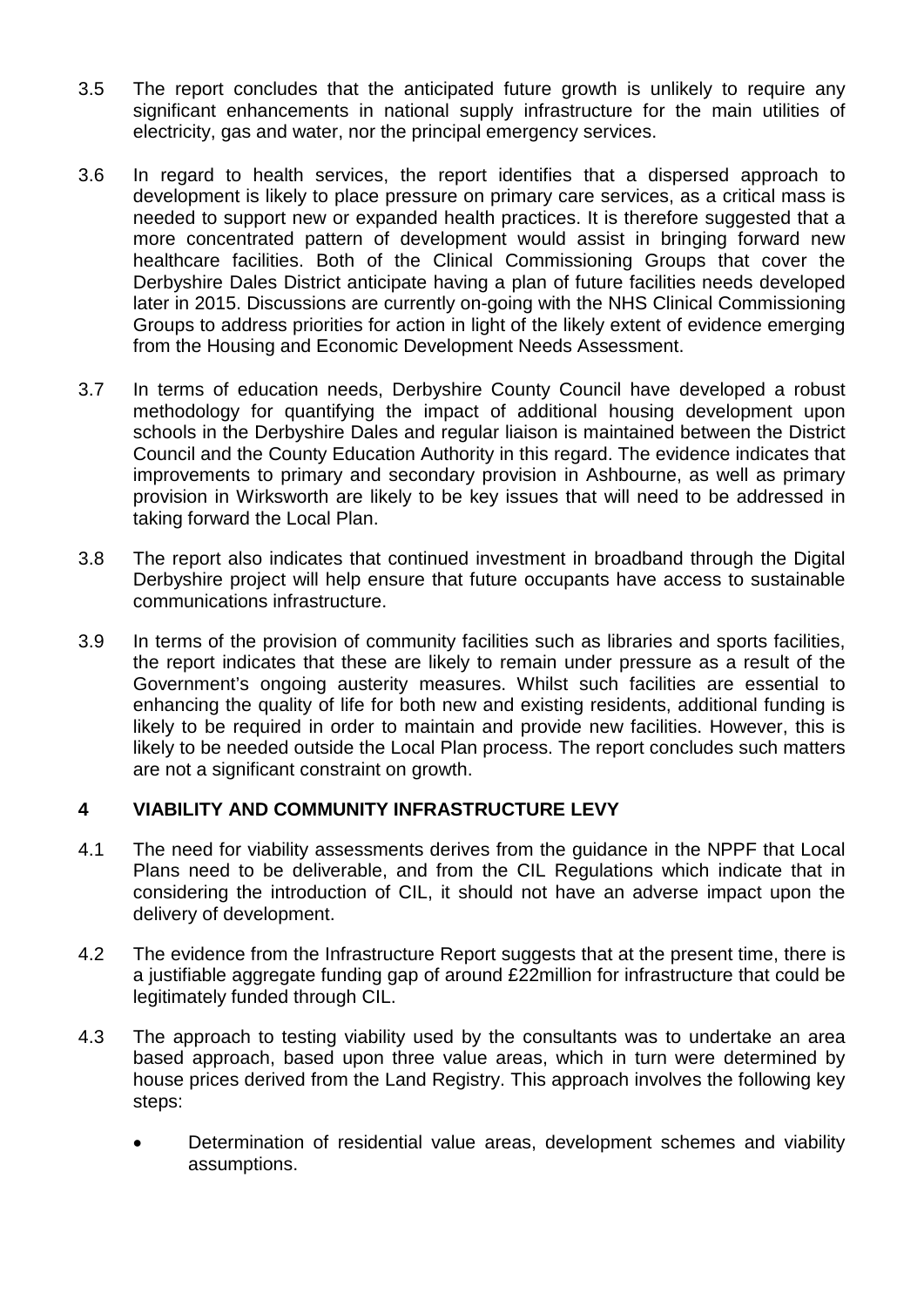3.5 The report concludes that the anticipated future growth is unlikely to require any significant enhancements in national supply infrastructure for the main utilities of electricity, gas and water, nor the principal emergency services.

3.6 In regard to health services, the report identifies that a dispersed approach to development is likely to place pressure on primary care services, as a critical mass is needed to support new or expanded health practices. It is therefore suggested that a more concentrated pattern of development would assist in bringing forward new healthcare facilities. Both of the Clinical Commissioning Groups that cover the Derbyshire Dales District anticipate having a plan of future facilities needs developed later in 2015. Discussions are currently on-going with the NHS Clinical Commissioning Groups to address priorities for action in light of the likely extent of evidence emerging from the Housing and Economic Development Needs Assessment.

3.7 In terms of education needs, Derbyshire County Council have developed a robust methodology for quantifying the impact of additional housing development upon schools in the Derbyshire Dales and regular liaison is maintained between the District Council and the County Education Authority in this regard. The evidence indicates that improvements to primary and secondary provision in Ashbourne, as well as primary provision in Wirksworth are likely to be key issues that will need to be addressed in taking forward the Local Plan.

3.8 The report also indicates that continued investment in broadband through the Digital Derbyshire project will help ensure that future occupants have access to sustainable communications infrastructure.

3.9 In terms of the provision of community facilities such as libraries and sports facilities, the report indicates that these are likely to remain under pressure as a result of the Government's ongoing austerity measures. Whilst such facilities are essential to enhancing the quality of life for both new and existing residents, additional funding is likely to be required in order to maintain and provide new facilities. However, this is likely to be needed outside the Local Plan process. The report concludes such matters are not a significant constraint on growth.

## 4 VIABILITY AND COMMUNITY INFRASTRUCTURE LEVY

4.1 The need for viability assessments derives from the guidance in the NPPF that Local Plans need to be deliverable, and from the CIL Regulations which indicate that in considering the introduction of CIL, it should not have an adverse impact upon the delivery of development.

4.2 The evidence from the Infrastructure Report suggests that at the present time, there is a justifiable aggregate funding gap of around £22million for infrastructure that could be legitimately funded through CIL.

4.3 The approach to testing viability used by the consultants was to undertake an area based approach, based upon three value areas, which in turn were determined by house prices derived from the Land Registry. This approach involves the following key steps:

- Determination of residential value areas, development schemes and viability assumptions.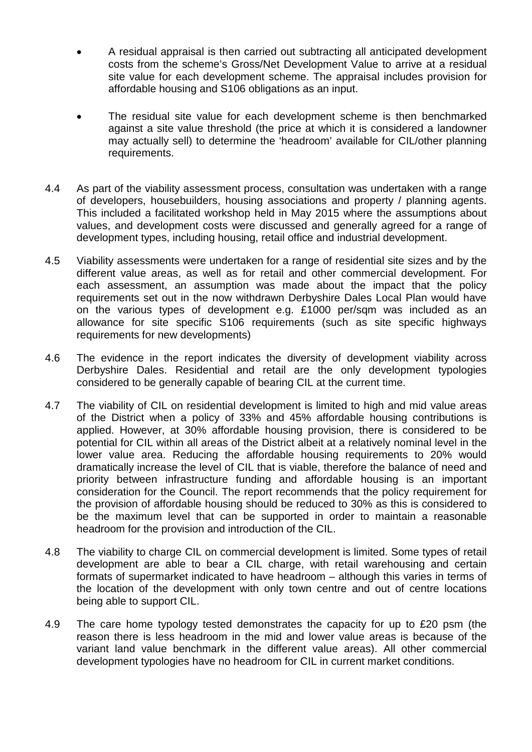- A residual appraisal is then carried out subtracting all anticipated development costs from the scheme's Gross/Net Development Value to arrive at a residual site value for each development scheme. The appraisal includes provision for affordable housing and S106 obligations as an input.

- The residual site value for each development scheme is then benchmarked against a site value threshold (the price at which it is considered a landowner may actually sell) to determine the 'headroom' available for CIL/other planning requirements.

4.4 As part of the viability assessment process, consultation was undertaken with a range of developers, housebuilders, housing associations and property / planning agents. This included a facilitated workshop held in May 2015 where the assumptions about values, and development costs were discussed and generally agreed for a range of development types, including housing, retail office and industrial development.

4.5 Viability assessments were undertaken for a range of residential site sizes and by the different value areas, as well as for retail and other commercial development. For each assessment, an assumption was made about the impact that the policy requirements set out in the now withdrawn Derbyshire Dales Local Plan would have on the various types of development e.g. £1000 per/sqm was included as an allowance for site specific S106 requirements (such as site specific highways requirements for new developments)

4.6 The evidence in the report indicates the diversity of development viability across Derbyshire Dales. Residential and retail are the only development typologies considered to be generally capable of bearing CIL at the current time.

4.7 The viability of CIL on residential development is limited to high and mid value areas of the District when a policy of 33% and 45% affordable housing contributions is applied. However, at 30% affordable housing provision, there is considered to be potential for CIL within all areas of the District albeit at a relatively nominal level in the lower value area. Reducing the affordable housing requirements to 20% would dramatically increase the level of CIL that is viable, therefore the balance of need and priority between infrastructure funding and affordable housing is an important consideration for the Council. The report recommends that the policy requirement for the provision of affordable housing should be reduced to 30% as this is considered to be the maximum level that can be supported in order to maintain a reasonable headroom for the provision and introduction of the CIL.

4.8 The viability to charge CIL on commercial development is limited. Some types of retail development are able to bear a CIL charge, with retail warehousing and certain formats of supermarket indicated to have headroom – although this varies in terms of the location of the development with only town centre and out of centre locations being able to support CIL.

4.9 The care home typology tested demonstrates the capacity for up to £20 psm (the reason there is less headroom in the mid and lower value areas is because of the variant land value benchmark in the different value areas). All other commercial development typologies have no headroom for CIL in current market conditions.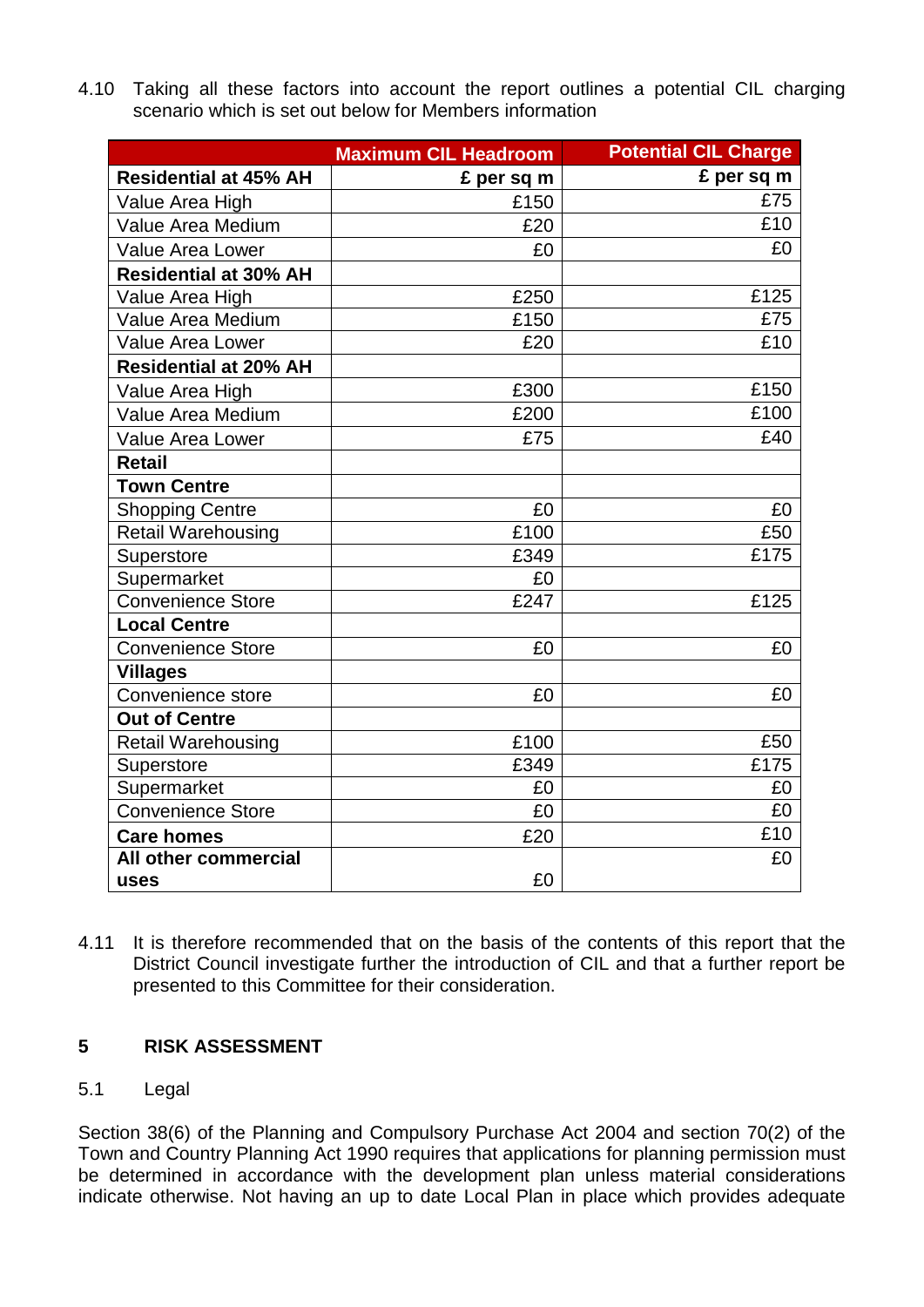4.10 Taking all these factors into account the report outlines a potential CIL charging scenario which is set out below for Members information

| | Maximum CIL Headroom | Potential CIL Charge |
|---|---|---|
| **Residential at 45% AH** | **£ per sq m** | **£ per sq m** |
| Value Area High | £150 | £75 |
| Value Area Medium | £20 | £10 |
| Value Area Lower | £0 | £0 |
| **Residential at 30% AH** | | |
| Value Area High | £250 | £125 |
| Value Area Medium | £150 | £75 |
| Value Area Lower | £20 | £10 |
| **Residential at 20% AH** | | |
| Value Area High | £300 | £150 |
| Value Area Medium | £200 | £100 |
| Value Area Lower | £75 | £40 |
| **Retail** | | |
| **Town Centre** | | |
| Shopping Centre | £0 | £0 |
| Retail Warehousing | £100 | £50 |
| Superstore | £349 | £175 |
| Supermarket | £0 | |
| Convenience Store | £247 | £125 |
| **Local Centre** | | |
| Convenience Store | £0 | £0 |
| **Villages** | | |
| Convenience store | £0 | £0 |
| **Out of Centre** | | |
| Retail Warehousing | £100 | £50 |
| Superstore | £349 | £175 |
| Supermarket | £0 | £0 |
| Convenience Store | £0 | £0 |
| **Care homes** | £20 | £10 |
| **All other commercial uses** | £0 | £0 |

4.11 It is therefore recommended that on the basis of the contents of this report that the District Council investigate further the introduction of CIL and that a further report be presented to this Committee for their consideration.

## 5 RISK ASSESSMENT

5.1 Legal

Section 38(6) of the Planning and Compulsory Purchase Act 2004 and section 70(2) of the Town and Country Planning Act 1990 requires that applications for planning permission must be determined in accordance with the development plan unless material considerations indicate otherwise. Not having an up to date Local Plan in place which provides adequate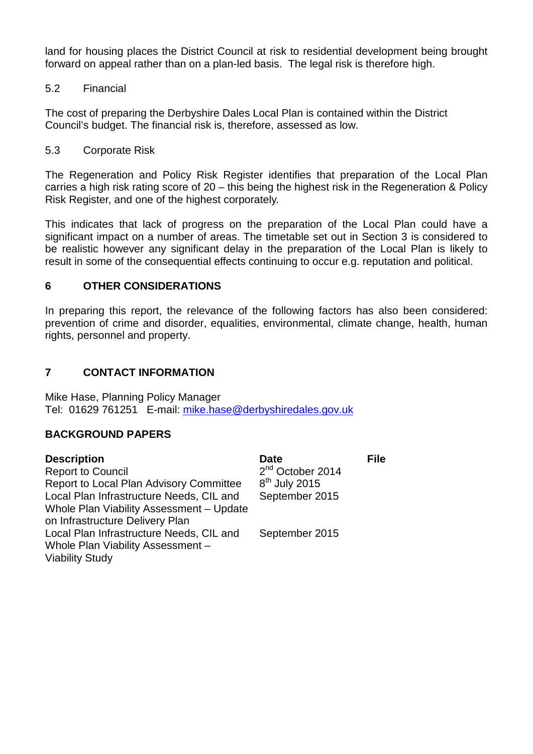land for housing places the District Council at risk to residential development being brought forward on appeal rather than on a plan-led basis. The legal risk is therefore high.

### 5.2 Financial

The cost of preparing the Derbyshire Dales Local Plan is contained within the District Council's budget. The financial risk is, therefore, assessed as low.

### 5.3 Corporate Risk

The Regeneration and Policy Risk Register identifies that preparation of the Local Plan carries a high risk rating score of 20 – this being the highest risk in the Regeneration & Policy Risk Register, and one of the highest corporately.

This indicates that lack of progress on the preparation of the Local Plan could have a significant impact on a number of areas. The timetable set out in Section 3 is considered to be realistic however any significant delay in the preparation of the Local Plan is likely to result in some of the consequential effects continuing to occur e.g. reputation and political.

## 6 OTHER CONSIDERATIONS

In preparing this report, the relevance of the following factors has also been considered: prevention of crime and disorder, equalities, environmental, climate change, health, human rights, personnel and property.

## 7 CONTACT INFORMATION

Mike Hase, Planning Policy Manager
Tel: 01629 761251 E-mail: mike.hase@derbyshiredales.gov.uk

## BACKGROUND PAPERS

| Description | Date | File |
|---|---|---|
| Report to Council | 2nd October 2014 | |
| Report to Local Plan Advisory Committee | 8th July 2015 | |
| Local Plan Infrastructure Needs, CIL and Whole Plan Viability Assessment – Update on Infrastructure Delivery Plan | September 2015 | |
| Local Plan Infrastructure Needs, CIL and Whole Plan Viability Assessment – Viability Study | September 2015 | |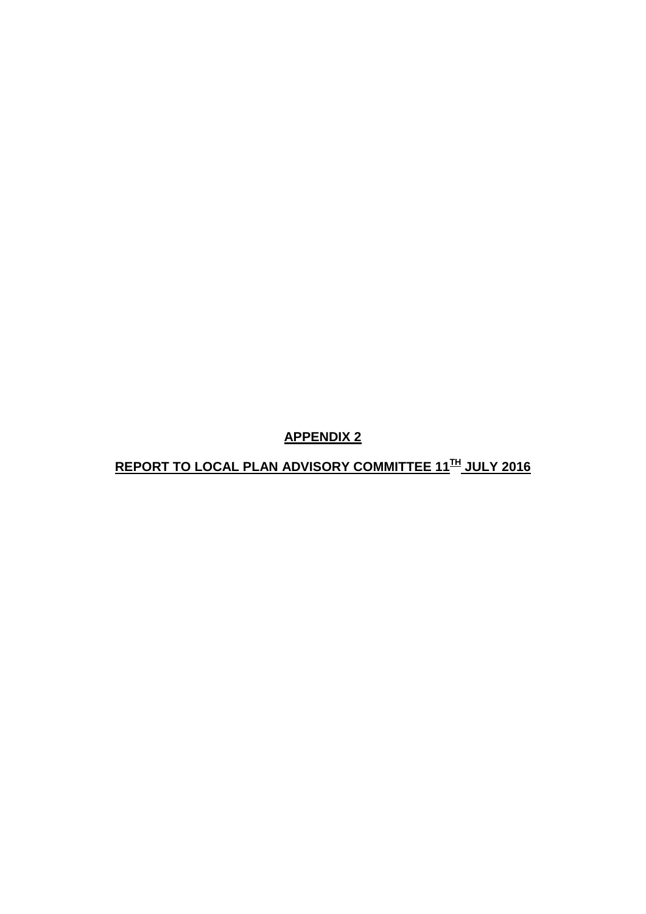**APPENDIX 2**

**REPORT TO LOCAL PLAN ADVISORY COMMITTEE 11[TH] JULY 2016**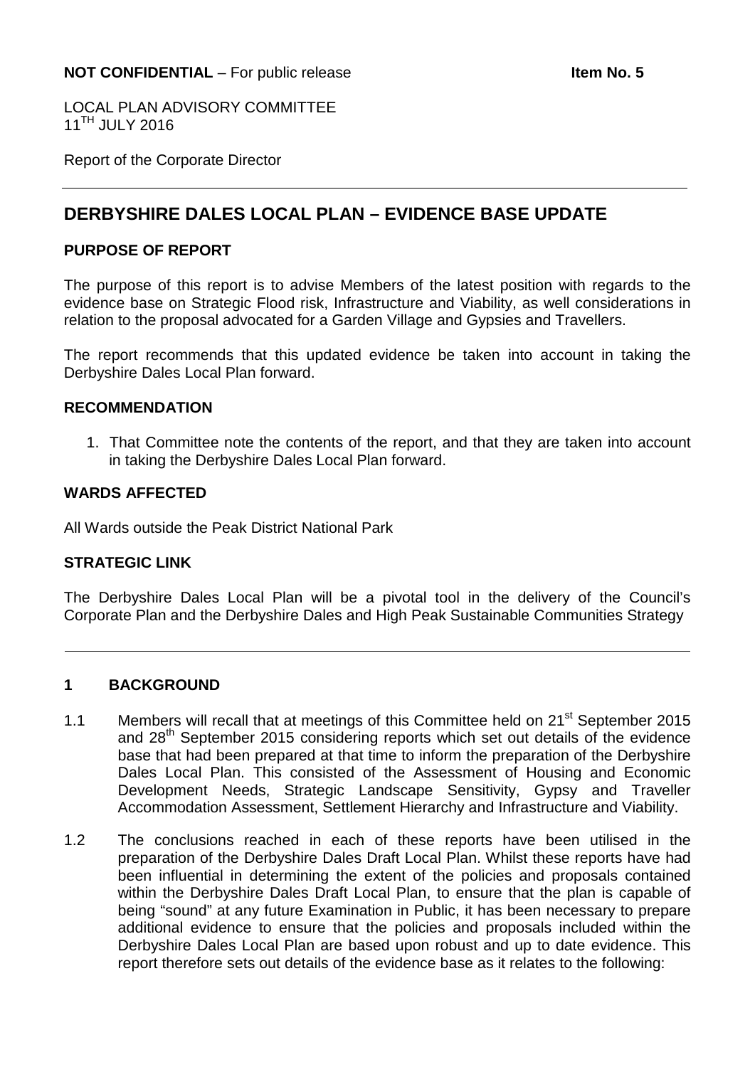**NOT CONFIDENTIAL** – For public release **Item No. 5**

LOCAL PLAN ADVISORY COMMITTEE
11TH JULY 2016

Report of the Corporate Director

# DERBYSHIRE DALES LOCAL PLAN – EVIDENCE BASE UPDATE

## PURPOSE OF REPORT

The purpose of this report is to advise Members of the latest position with regards to the evidence base on Strategic Flood risk, Infrastructure and Viability, as well considerations in relation to the proposal advocated for a Garden Village and Gypsies and Travellers.

The report recommends that this updated evidence be taken into account in taking the Derbyshire Dales Local Plan forward.

## RECOMMENDATION

1. That Committee note the contents of the report, and that they are taken into account in taking the Derbyshire Dales Local Plan forward.

## WARDS AFFECTED

All Wards outside the Peak District National Park

## STRATEGIC LINK

The Derbyshire Dales Local Plan will be a pivotal tool in the delivery of the Council's Corporate Plan and the Derbyshire Dales and High Peak Sustainable Communities Strategy

## 1 BACKGROUND

1.1 Members will recall that at meetings of this Committee held on 21st September 2015 and 28th September 2015 considering reports which set out details of the evidence base that had been prepared at that time to inform the preparation of the Derbyshire Dales Local Plan. This consisted of the Assessment of Housing and Economic Development Needs, Strategic Landscape Sensitivity, Gypsy and Traveller Accommodation Assessment, Settlement Hierarchy and Infrastructure and Viability.

1.2 The conclusions reached in each of these reports have been utilised in the preparation of the Derbyshire Dales Draft Local Plan. Whilst these reports have had been influential in determining the extent of the policies and proposals contained within the Derbyshire Dales Draft Local Plan, to ensure that the plan is capable of being "sound" at any future Examination in Public, it has been necessary to prepare additional evidence to ensure that the policies and proposals included within the Derbyshire Dales Local Plan are based upon robust and up to date evidence. This report therefore sets out details of the evidence base as it relates to the following: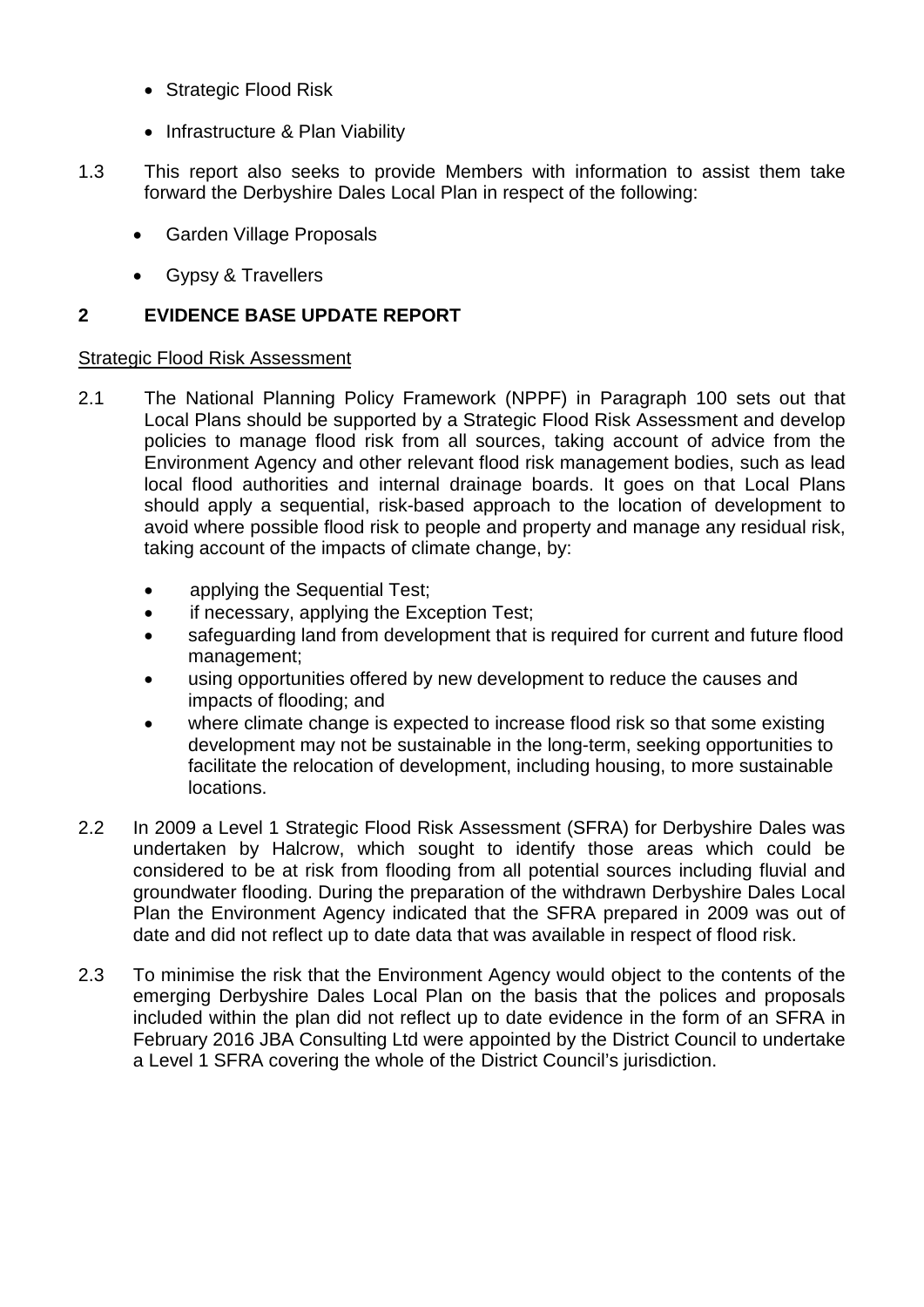- Strategic Flood Risk
- Infrastructure & Plan Viability

1.3 This report also seeks to provide Members with information to assist them take forward the Derbyshire Dales Local Plan in respect of the following:

- Garden Village Proposals
- Gypsy & Travellers

## 2 EVIDENCE BASE UPDATE REPORT

Strategic Flood Risk Assessment

2.1 The National Planning Policy Framework (NPPF) in Paragraph 100 sets out that Local Plans should be supported by a Strategic Flood Risk Assessment and develop policies to manage flood risk from all sources, taking account of advice from the Environment Agency and other relevant flood risk management bodies, such as lead local flood authorities and internal drainage boards. It goes on that Local Plans should apply a sequential, risk-based approach to the location of development to avoid where possible flood risk to people and property and manage any residual risk, taking account of the impacts of climate change, by:

- applying the Sequential Test;
- if necessary, applying the Exception Test;
- safeguarding land from development that is required for current and future flood management;
- using opportunities offered by new development to reduce the causes and impacts of flooding; and
- where climate change is expected to increase flood risk so that some existing development may not be sustainable in the long-term, seeking opportunities to facilitate the relocation of development, including housing, to more sustainable locations.

2.2 In 2009 a Level 1 Strategic Flood Risk Assessment (SFRA) for Derbyshire Dales was undertaken by Halcrow, which sought to identify those areas which could be considered to be at risk from flooding from all potential sources including fluvial and groundwater flooding. During the preparation of the withdrawn Derbyshire Dales Local Plan the Environment Agency indicated that the SFRA prepared in 2009 was out of date and did not reflect up to date data that was available in respect of flood risk.

2.3 To minimise the risk that the Environment Agency would object to the contents of the emerging Derbyshire Dales Local Plan on the basis that the polices and proposals included within the plan did not reflect up to date evidence in the form of an SFRA in February 2016 JBA Consulting Ltd were appointed by the District Council to undertake a Level 1 SFRA covering the whole of the District Council's jurisdiction.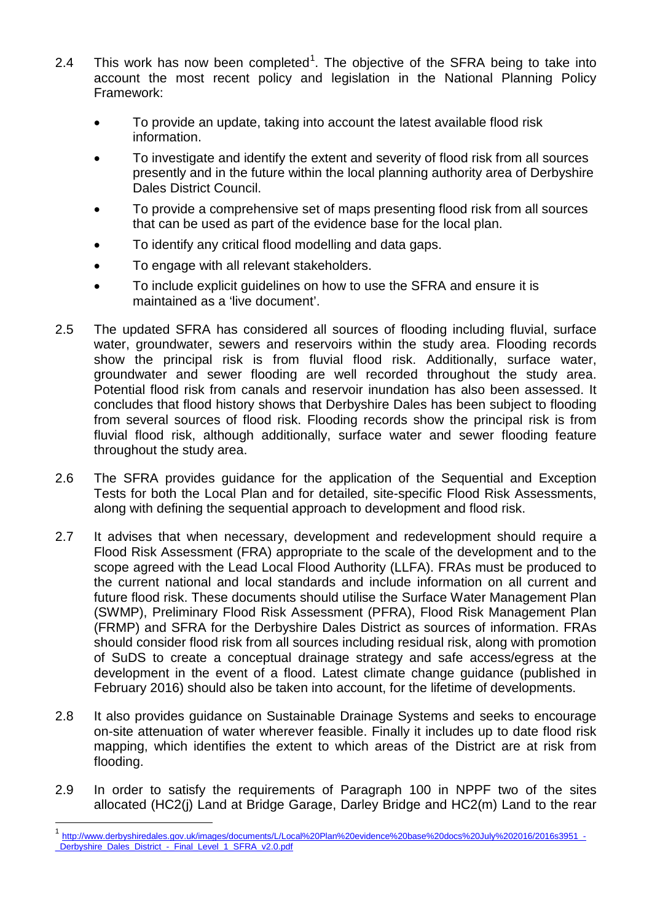2.4 This work has now been completed[1]. The objective of the SFRA being to take into account the most recent policy and legislation in the National Planning Policy Framework:

- To provide an update, taking into account the latest available flood risk information.
- To investigate and identify the extent and severity of flood risk from all sources presently and in the future within the local planning authority area of Derbyshire Dales District Council.
- To provide a comprehensive set of maps presenting flood risk from all sources that can be used as part of the evidence base for the local plan.
- To identify any critical flood modelling and data gaps.
- To engage with all relevant stakeholders.
- To include explicit guidelines on how to use the SFRA and ensure it is maintained as a 'live document'.

2.5 The updated SFRA has considered all sources of flooding including fluvial, surface water, groundwater, sewers and reservoirs within the study area. Flooding records show the principal risk is from fluvial flood risk. Additionally, surface water, groundwater and sewer flooding are well recorded throughout the study area. Potential flood risk from canals and reservoir inundation has also been assessed. It concludes that flood history shows that Derbyshire Dales has been subject to flooding from several sources of flood risk. Flooding records show the principal risk is from fluvial flood risk, although additionally, surface water and sewer flooding feature throughout the study area.

2.6 The SFRA provides guidance for the application of the Sequential and Exception Tests for both the Local Plan and for detailed, site-specific Flood Risk Assessments, along with defining the sequential approach to development and flood risk.

2.7 It advises that when necessary, development and redevelopment should require a Flood Risk Assessment (FRA) appropriate to the scale of the development and to the scope agreed with the Lead Local Flood Authority (LLFA). FRAs must be produced to the current national and local standards and include information on all current and future flood risk. These documents should utilise the Surface Water Management Plan (SWMP), Preliminary Flood Risk Assessment (PFRA), Flood Risk Management Plan (FRMP) and SFRA for the Derbyshire Dales District as sources of information. FRAs should consider flood risk from all sources including residual risk, along with promotion of SuDS to create a conceptual drainage strategy and safe access/egress at the development in the event of a flood. Latest climate change guidance (published in February 2016) should also be taken into account, for the lifetime of developments.

2.8 It also provides guidance on Sustainable Drainage Systems and seeks to encourage on-site attenuation of water wherever feasible. Finally it includes up to date flood risk mapping, which identifies the extent to which areas of the District are at risk from flooding.

2.9 In order to satisfy the requirements of Paragraph 100 in NPPF two of the sites allocated (HC2(j) Land at Bridge Garage, Darley Bridge and HC2(m) Land to the rear

---

[1] http://www.derbyshiredales.gov.uk/images/documents/L/Local%20Plan%20evidence%20base%20docs%20July%202016/2016s3951_-_Derbyshire_Dales_District_-_Final_Level_1_SFRA_v2.0.pdf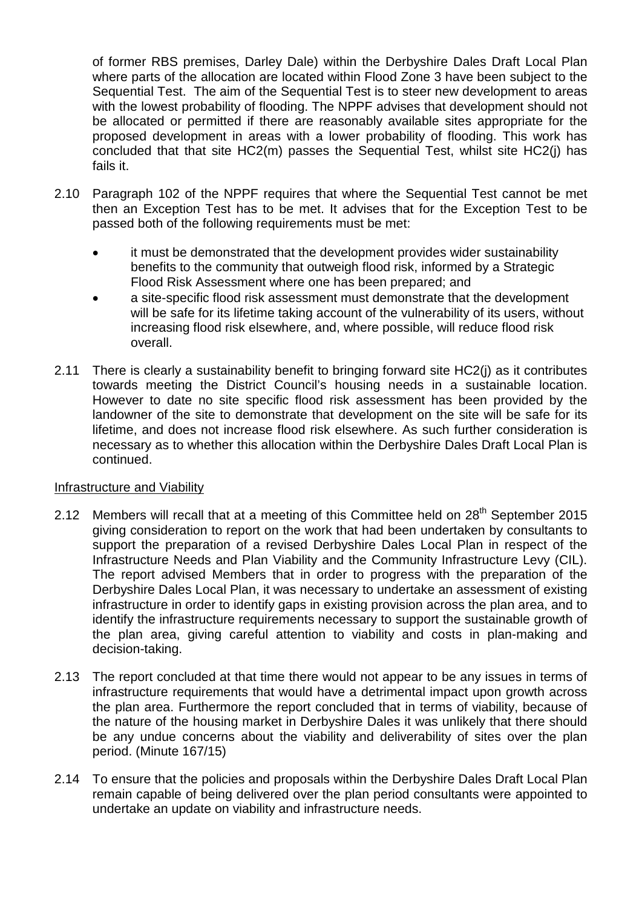of former RBS premises, Darley Dale) within the Derbyshire Dales Draft Local Plan where parts of the allocation are located within Flood Zone 3 have been subject to the Sequential Test. The aim of the Sequential Test is to steer new development to areas with the lowest probability of flooding. The NPPF advises that development should not be allocated or permitted if there are reasonably available sites appropriate for the proposed development in areas with a lower probability of flooding. This work has concluded that that site HC2(m) passes the Sequential Test, whilst site HC2(j) has fails it.

2.10 Paragraph 102 of the NPPF requires that where the Sequential Test cannot be met then an Exception Test has to be met. It advises that for the Exception Test to be passed both of the following requirements must be met:

- it must be demonstrated that the development provides wider sustainability benefits to the community that outweigh flood risk, informed by a Strategic Flood Risk Assessment where one has been prepared; and
- a site-specific flood risk assessment must demonstrate that the development will be safe for its lifetime taking account of the vulnerability of its users, without increasing flood risk elsewhere, and, where possible, will reduce flood risk overall.

2.11 There is clearly a sustainability benefit to bringing forward site HC2(j) as it contributes towards meeting the District Council's housing needs in a sustainable location. However to date no site specific flood risk assessment has been provided by the landowner of the site to demonstrate that development on the site will be safe for its lifetime, and does not increase flood risk elsewhere. As such further consideration is necessary as to whether this allocation within the Derbyshire Dales Draft Local Plan is continued.

Infrastructure and Viability

2.12 Members will recall that at a meeting of this Committee held on 28th September 2015 giving consideration to report on the work that had been undertaken by consultants to support the preparation of a revised Derbyshire Dales Local Plan in respect of the Infrastructure Needs and Plan Viability and the Community Infrastructure Levy (CIL). The report advised Members that in order to progress with the preparation of the Derbyshire Dales Local Plan, it was necessary to undertake an assessment of existing infrastructure in order to identify gaps in existing provision across the plan area, and to identify the infrastructure requirements necessary to support the sustainable growth of the plan area, giving careful attention to viability and costs in plan-making and decision-taking.

2.13 The report concluded at that time there would not appear to be any issues in terms of infrastructure requirements that would have a detrimental impact upon growth across the plan area. Furthermore the report concluded that in terms of viability, because of the nature of the housing market in Derbyshire Dales it was unlikely that there should be any undue concerns about the viability and deliverability of sites over the plan period. (Minute 167/15)

2.14 To ensure that the policies and proposals within the Derbyshire Dales Draft Local Plan remain capable of being delivered over the plan period consultants were appointed to undertake an update on viability and infrastructure needs.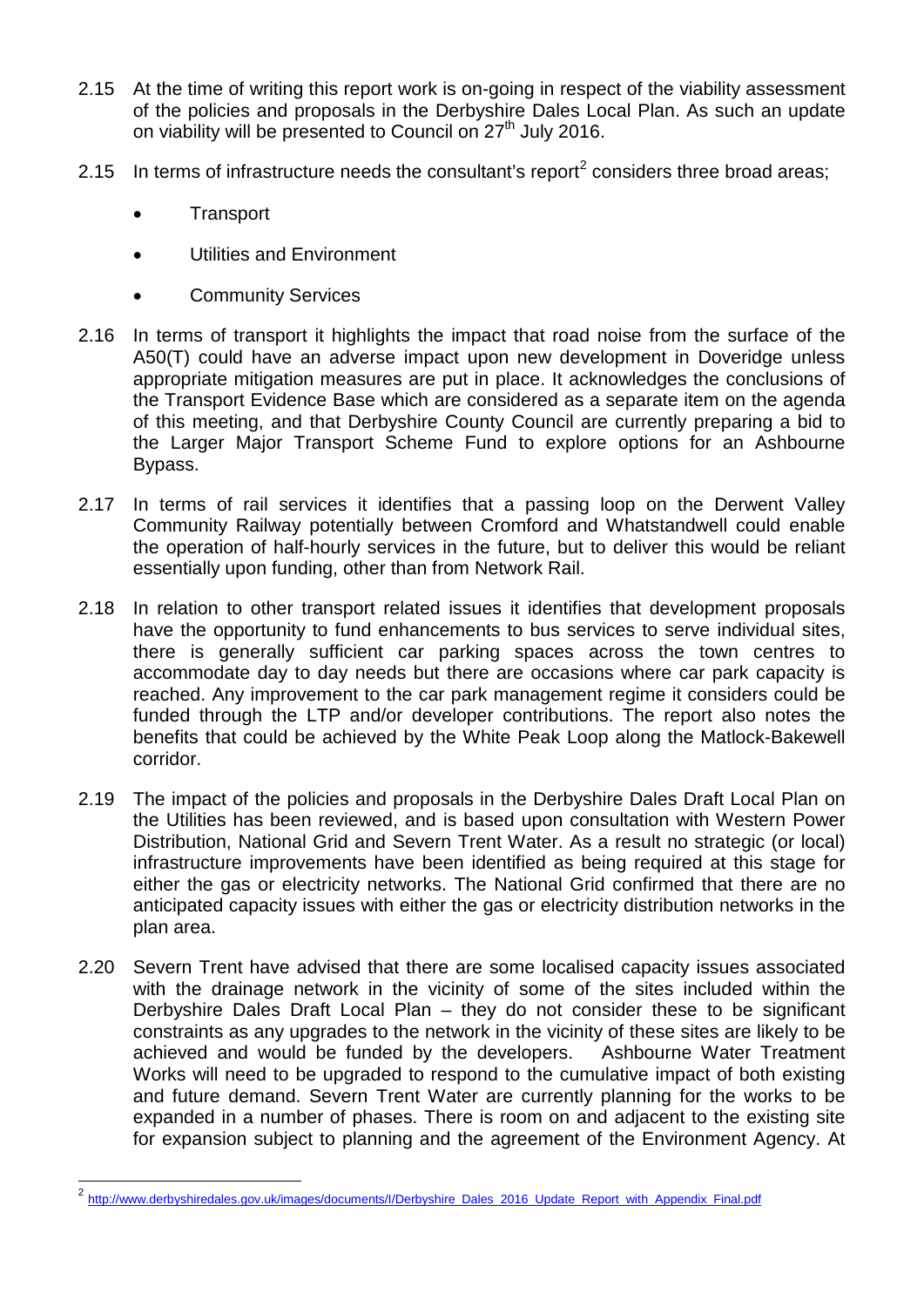2.15 At the time of writing this report work is on-going in respect of the viability assessment of the policies and proposals in the Derbyshire Dales Local Plan. As such an update on viability will be presented to Council on 27th July 2016.

2.15 In terms of infrastructure needs the consultant's report[2] considers three broad areas;

- Transport
- Utilities and Environment
- Community Services

2.16 In terms of transport it highlights the impact that road noise from the surface of the A50(T) could have an adverse impact upon new development in Doveridge unless appropriate mitigation measures are put in place. It acknowledges the conclusions of the Transport Evidence Base which are considered as a separate item on the agenda of this meeting, and that Derbyshire County Council are currently preparing a bid to the Larger Major Transport Scheme Fund to explore options for an Ashbourne Bypass.

2.17 In terms of rail services it identifies that a passing loop on the Derwent Valley Community Railway potentially between Cromford and Whatstandwell could enable the operation of half-hourly services in the future, but to deliver this would be reliant essentially upon funding, other than from Network Rail.

2.18 In relation to other transport related issues it identifies that development proposals have the opportunity to fund enhancements to bus services to serve individual sites, there is generally sufficient car parking spaces across the town centres to accommodate day to day needs but there are occasions where car park capacity is reached. Any improvement to the car park management regime it considers could be funded through the LTP and/or developer contributions. The report also notes the benefits that could be achieved by the White Peak Loop along the Matlock-Bakewell corridor.

2.19 The impact of the policies and proposals in the Derbyshire Dales Draft Local Plan on the Utilities has been reviewed, and is based upon consultation with Western Power Distribution, National Grid and Severn Trent Water. As a result no strategic (or local) infrastructure improvements have been identified as being required at this stage for either the gas or electricity networks. The National Grid confirmed that there are no anticipated capacity issues with either the gas or electricity distribution networks in the plan area.

2.20 Severn Trent have advised that there are some localised capacity issues associated with the drainage network in the vicinity of some of the sites included within the Derbyshire Dales Draft Local Plan – they do not consider these to be significant constraints as any upgrades to the network in the vicinity of these sites are likely to be achieved and would be funded by the developers. Ashbourne Water Treatment Works will need to be upgraded to respond to the cumulative impact of both existing and future demand. Severn Trent Water are currently planning for the works to be expanded in a number of phases. There is room on and adjacent to the existing site for expansion subject to planning and the agreement of the Environment Agency. At

[2] http://www.derbyshiredales.gov.uk/images/documents/I/Derbyshire_Dales_2016_Update_Report_with_Appendix_Final.pdf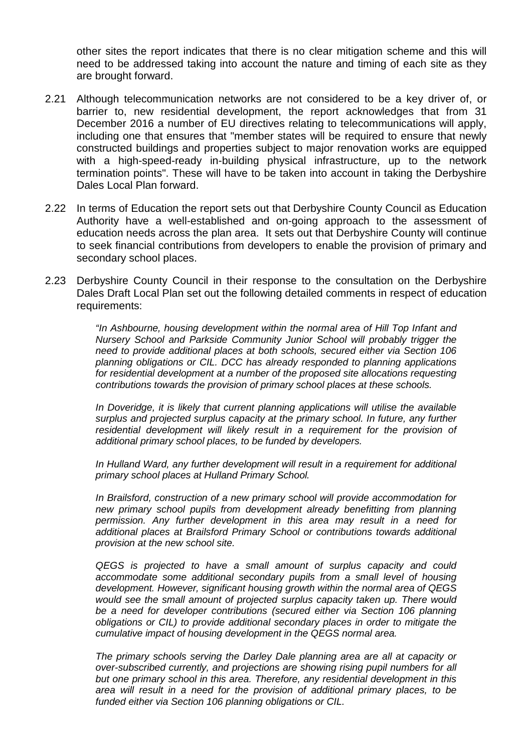other sites the report indicates that there is no clear mitigation scheme and this will need to be addressed taking into account the nature and timing of each site as they are brought forward.

2.21 Although telecommunication networks are not considered to be a key driver of, or barrier to, new residential development, the report acknowledges that from 31 December 2016 a number of EU directives relating to telecommunications will apply, including one that ensures that "member states will be required to ensure that newly constructed buildings and properties subject to major renovation works are equipped with a high-speed-ready in-building physical infrastructure, up to the network termination points". These will have to be taken into account in taking the Derbyshire Dales Local Plan forward.

2.22 In terms of Education the report sets out that Derbyshire County Council as Education Authority have a well-established and on-going approach to the assessment of education needs across the plan area. It sets out that Derbyshire County will continue to seek financial contributions from developers to enable the provision of primary and secondary school places.

2.23 Derbyshire County Council in their response to the consultation on the Derbyshire Dales Draft Local Plan set out the following detailed comments in respect of education requirements:

> *"In Ashbourne, housing development within the normal area of Hill Top Infant and Nursery School and Parkside Community Junior School will probably trigger the need to provide additional places at both schools, secured either via Section 106 planning obligations or CIL. DCC has already responded to planning applications for residential development at a number of the proposed site allocations requesting contributions towards the provision of primary school places at these schools.*
>
> *In Doveridge, it is likely that current planning applications will utilise the available surplus and projected surplus capacity at the primary school. In future, any further residential development will likely result in a requirement for the provision of additional primary school places, to be funded by developers.*
>
> *In Hulland Ward, any further development will result in a requirement for additional primary school places at Hulland Primary School.*
>
> *In Brailsford, construction of a new primary school will provide accommodation for new primary school pupils from development already benefitting from planning permission. Any further development in this area may result in a need for additional places at Brailsford Primary School or contributions towards additional provision at the new school site.*
>
> *QEGS is projected to have a small amount of surplus capacity and could accommodate some additional secondary pupils from a small level of housing development. However, significant housing growth within the normal area of QEGS would see the small amount of projected surplus capacity taken up. There would be a need for developer contributions (secured either via Section 106 planning obligations or CIL) to provide additional secondary places in order to mitigate the cumulative impact of housing development in the QEGS normal area.*
>
> *The primary schools serving the Darley Dale planning area are all at capacity or over-subscribed currently, and projections are showing rising pupil numbers for all but one primary school in this area. Therefore, any residential development in this area will result in a need for the provision of additional primary places, to be funded either via Section 106 planning obligations or CIL.*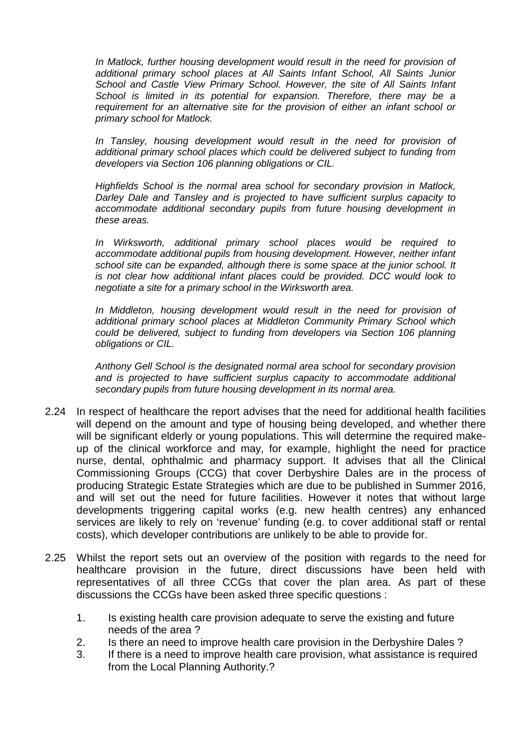*In Matlock, further housing development would result in the need for provision of additional primary school places at All Saints Infant School, All Saints Junior School and Castle View Primary School. However, the site of All Saints Infant School is limited in its potential for expansion. Therefore, there may be a requirement for an alternative site for the provision of either an infant school or primary school for Matlock.*

*In Tansley, housing development would result in the need for provision of additional primary school places which could be delivered subject to funding from developers via Section 106 planning obligations or CIL.*

*Highfields School is the normal area school for secondary provision in Matlock, Darley Dale and Tansley and is projected to have sufficient surplus capacity to accommodate additional secondary pupils from future housing development in these areas.*

*In Wirksworth, additional primary school places would be required to accommodate additional pupils from housing development. However, neither infant school site can be expanded, although there is some space at the junior school. It is not clear how additional infant places could be provided. DCC would look to negotiate a site for a primary school in the Wirksworth area.*

*In Middleton, housing development would result in the need for provision of additional primary school places at Middleton Community Primary School which could be delivered, subject to funding from developers via Section 106 planning obligations or CIL.*

*Anthony Gell School is the designated normal area school for secondary provision and is projected to have sufficient surplus capacity to accommodate additional secondary pupils from future housing development in its normal area.*

2.24 In respect of healthcare the report advises that the need for additional health facilities will depend on the amount and type of housing being developed, and whether there will be significant elderly or young populations. This will determine the required make-up of the clinical workforce and may, for example, highlight the need for practice nurse, dental, ophthalmic and pharmacy support. It advises that all the Clinical Commissioning Groups (CCG) that cover Derbyshire Dales are in the process of producing Strategic Estate Strategies which are due to be published in Summer 2016, and will set out the need for future facilities. However it notes that without large developments triggering capital works (e.g. new health centres) any enhanced services are likely to rely on 'revenue' funding (e.g. to cover additional staff or rental costs), which developer contributions are unlikely to be able to provide for.

2.25 Whilst the report sets out an overview of the position with regards to the need for healthcare provision in the future, direct discussions have been held with representatives of all three CCGs that cover the plan area. As part of these discussions the CCGs have been asked three specific questions :

1. Is existing health care provision adequate to serve the existing and future needs of the area ?
2. Is there an need to improve health care provision in the Derbyshire Dales ?
3. If there is a need to improve health care provision, what assistance is required from the Local Planning Authority.?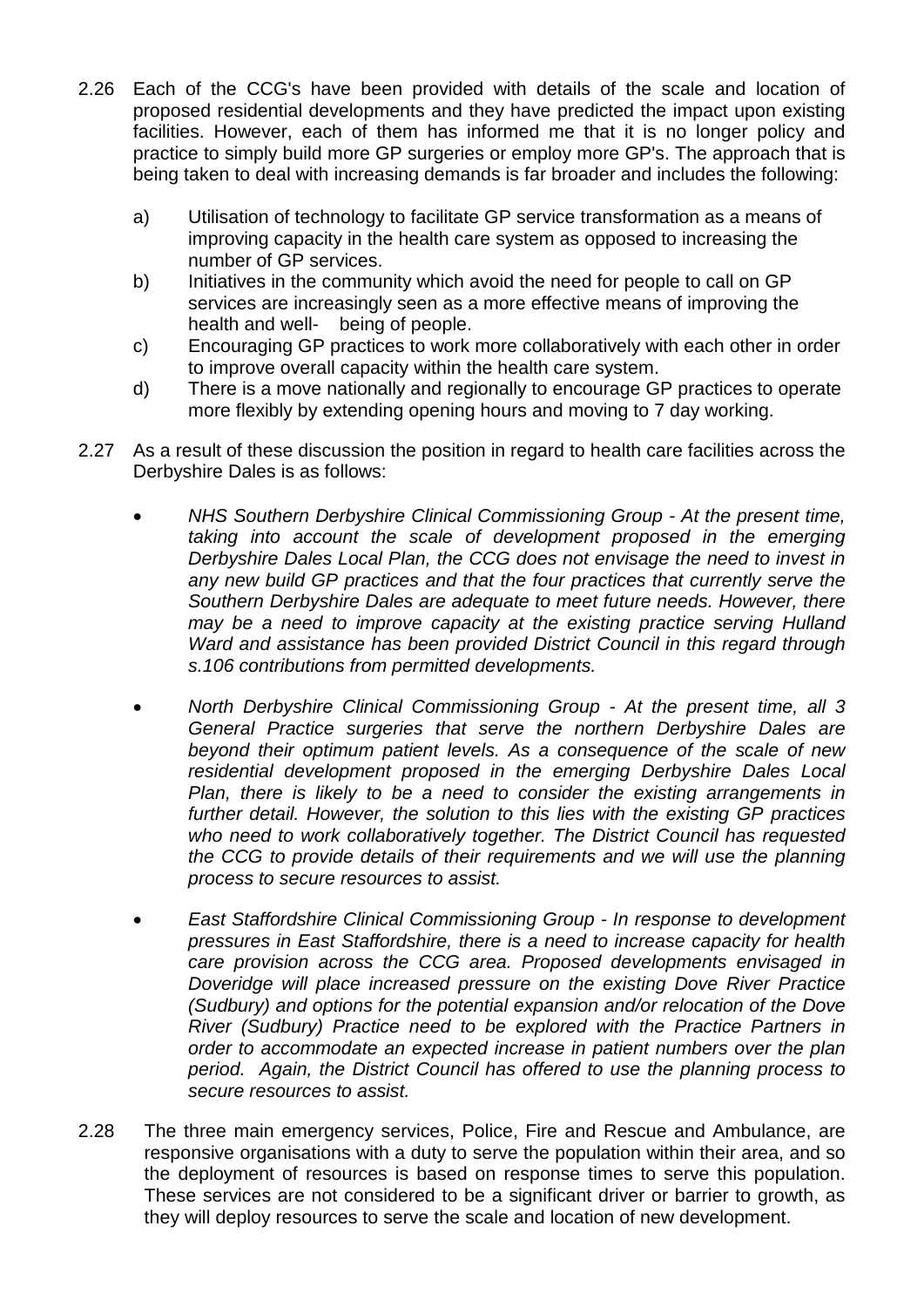2.26 Each of the CCG's have been provided with details of the scale and location of proposed residential developments and they have predicted the impact upon existing facilities. However, each of them has informed me that it is no longer policy and practice to simply build more GP surgeries or employ more GP's. The approach that is being taken to deal with increasing demands is far broader and includes the following:

a) Utilisation of technology to facilitate GP service transformation as a means of improving capacity in the health care system as opposed to increasing the number of GP services.

b) Initiatives in the community which avoid the need for people to call on GP services are increasingly seen as a more effective means of improving the health and well- being of people.

c) Encouraging GP practices to work more collaboratively with each other in order to improve overall capacity within the health care system.

d) There is a move nationally and regionally to encourage GP practices to operate more flexibly by extending opening hours and moving to 7 day working.

2.27 As a result of these discussion the position in regard to health care facilities across the Derbyshire Dales is as follows:

- *NHS Southern Derbyshire Clinical Commissioning Group - At the present time, taking into account the scale of development proposed in the emerging Derbyshire Dales Local Plan, the CCG does not envisage the need to invest in any new build GP practices and that the four practices that currently serve the Southern Derbyshire Dales are adequate to meet future needs. However, there may be a need to improve capacity at the existing practice serving Hulland Ward and assistance has been provided District Council in this regard through s.106 contributions from permitted developments.*

- *North Derbyshire Clinical Commissioning Group - At the present time, all 3 General Practice surgeries that serve the northern Derbyshire Dales are beyond their optimum patient levels. As a consequence of the scale of new residential development proposed in the emerging Derbyshire Dales Local Plan, there is likely to be a need to consider the existing arrangements in further detail. However, the solution to this lies with the existing GP practices who need to work collaboratively together. The District Council has requested the CCG to provide details of their requirements and we will use the planning process to secure resources to assist.*

- *East Staffordshire Clinical Commissioning Group - In response to development pressures in East Staffordshire, there is a need to increase capacity for health care provision across the CCG area. Proposed developments envisaged in Doveridge will place increased pressure on the existing Dove River Practice (Sudbury) and options for the potential expansion and/or relocation of the Dove River (Sudbury) Practice need to be explored with the Practice Partners in order to accommodate an expected increase in patient numbers over the plan period. Again, the District Council has offered to use the planning process to secure resources to assist.*

2.28 The three main emergency services, Police, Fire and Rescue and Ambulance, are responsive organisations with a duty to serve the population within their area, and so the deployment of resources is based on response times to serve this population. These services are not considered to be a significant driver or barrier to growth, as they will deploy resources to serve the scale and location of new development.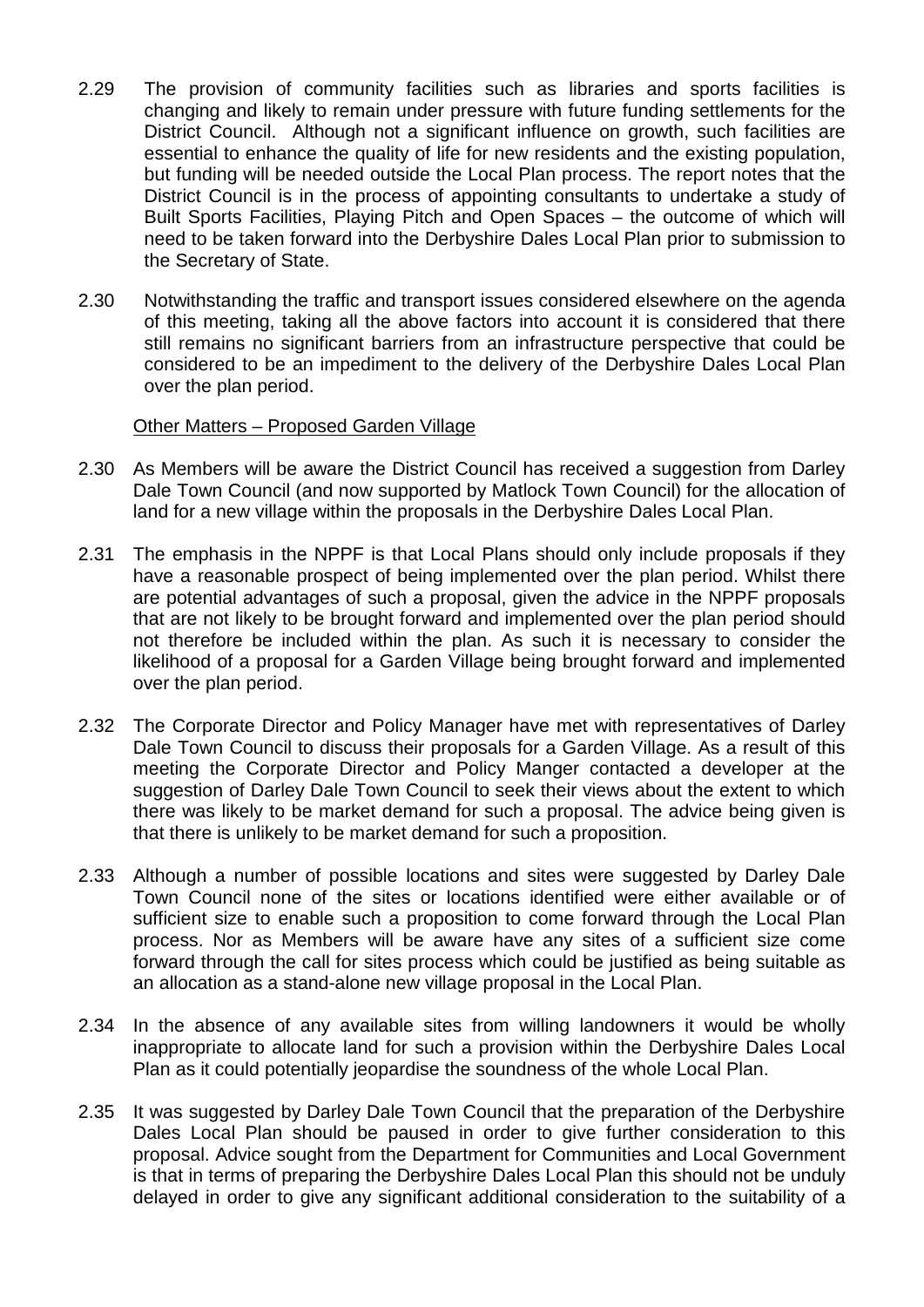2.29 The provision of community facilities such as libraries and sports facilities is changing and likely to remain under pressure with future funding settlements for the District Council. Although not a significant influence on growth, such facilities are essential to enhance the quality of life for new residents and the existing population, but funding will be needed outside the Local Plan process. The report notes that the District Council is in the process of appointing consultants to undertake a study of Built Sports Facilities, Playing Pitch and Open Spaces – the outcome of which will need to be taken forward into the Derbyshire Dales Local Plan prior to submission to the Secretary of State.

2.30 Notwithstanding the traffic and transport issues considered elsewhere on the agenda of this meeting, taking all the above factors into account it is considered that there still remains no significant barriers from an infrastructure perspective that could be considered to be an impediment to the delivery of the Derbyshire Dales Local Plan over the plan period.

Other Matters – Proposed Garden Village

2.30 As Members will be aware the District Council has received a suggestion from Darley Dale Town Council (and now supported by Matlock Town Council) for the allocation of land for a new village within the proposals in the Derbyshire Dales Local Plan.

2.31 The emphasis in the NPPF is that Local Plans should only include proposals if they have a reasonable prospect of being implemented over the plan period. Whilst there are potential advantages of such a proposal, given the advice in the NPPF proposals that are not likely to be brought forward and implemented over the plan period should not therefore be included within the plan. As such it is necessary to consider the likelihood of a proposal for a Garden Village being brought forward and implemented over the plan period.

2.32 The Corporate Director and Policy Manager have met with representatives of Darley Dale Town Council to discuss their proposals for a Garden Village. As a result of this meeting the Corporate Director and Policy Manger contacted a developer at the suggestion of Darley Dale Town Council to seek their views about the extent to which there was likely to be market demand for such a proposal. The advice being given is that there is unlikely to be market demand for such a proposition.

2.33 Although a number of possible locations and sites were suggested by Darley Dale Town Council none of the sites or locations identified were either available or of sufficient size to enable such a proposition to come forward through the Local Plan process. Nor as Members will be aware have any sites of a sufficient size come forward through the call for sites process which could be justified as being suitable as an allocation as a stand-alone new village proposal in the Local Plan.

2.34 In the absence of any available sites from willing landowners it would be wholly inappropriate to allocate land for such a provision within the Derbyshire Dales Local Plan as it could potentially jeopardise the soundness of the whole Local Plan.

2.35 It was suggested by Darley Dale Town Council that the preparation of the Derbyshire Dales Local Plan should be paused in order to give further consideration to this proposal. Advice sought from the Department for Communities and Local Government is that in terms of preparing the Derbyshire Dales Local Plan this should not be unduly delayed in order to give any significant additional consideration to the suitability of a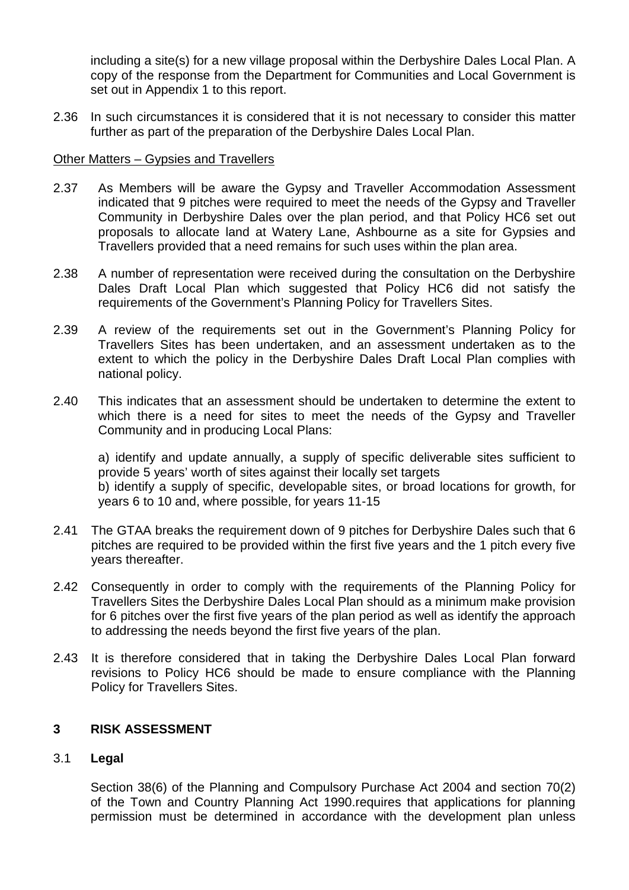including a site(s) for a new village proposal within the Derbyshire Dales Local Plan. A copy of the response from the Department for Communities and Local Government is set out in Appendix 1 to this report.

2.36 In such circumstances it is considered that it is not necessary to consider this matter further as part of the preparation of the Derbyshire Dales Local Plan.

Other Matters – Gypsies and Travellers

2.37 As Members will be aware the Gypsy and Traveller Accommodation Assessment indicated that 9 pitches were required to meet the needs of the Gypsy and Traveller Community in Derbyshire Dales over the plan period, and that Policy HC6 set out proposals to allocate land at Watery Lane, Ashbourne as a site for Gypsies and Travellers provided that a need remains for such uses within the plan area.

2.38 A number of representation were received during the consultation on the Derbyshire Dales Draft Local Plan which suggested that Policy HC6 did not satisfy the requirements of the Government's Planning Policy for Travellers Sites.

2.39 A review of the requirements set out in the Government's Planning Policy for Travellers Sites has been undertaken, and an assessment undertaken as to the extent to which the policy in the Derbyshire Dales Draft Local Plan complies with national policy.

2.40 This indicates that an assessment should be undertaken to determine the extent to which there is a need for sites to meet the needs of the Gypsy and Traveller Community and in producing Local Plans:

a) identify and update annually, a supply of specific deliverable sites sufficient to provide 5 years' worth of sites against their locally set targets
b) identify a supply of specific, developable sites, or broad locations for growth, for years 6 to 10 and, where possible, for years 11-15

2.41 The GTAA breaks the requirement down of 9 pitches for Derbyshire Dales such that 6 pitches are required to be provided within the first five years and the 1 pitch every five years thereafter.

2.42 Consequently in order to comply with the requirements of the Planning Policy for Travellers Sites the Derbyshire Dales Local Plan should as a minimum make provision for 6 pitches over the first five years of the plan period as well as identify the approach to addressing the needs beyond the first five years of the plan.

2.43 It is therefore considered that in taking the Derbyshire Dales Local Plan forward revisions to Policy HC6 should be made to ensure compliance with the Planning Policy for Travellers Sites.

## 3 RISK ASSESSMENT

### 3.1 Legal

Section 38(6) of the Planning and Compulsory Purchase Act 2004 and section 70(2) of the Town and Country Planning Act 1990.requires that applications for planning permission must be determined in accordance with the development plan unless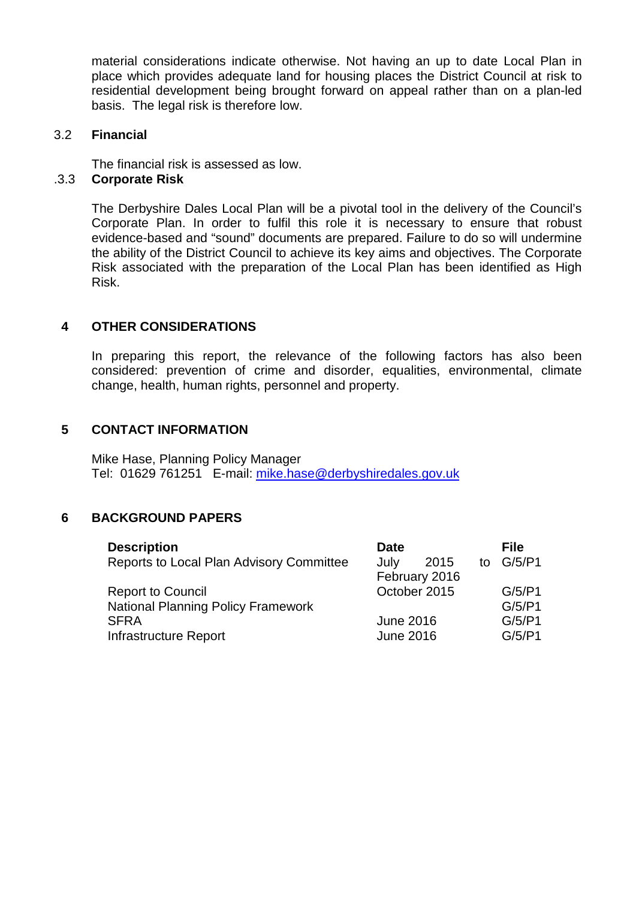material considerations indicate otherwise. Not having an up to date Local Plan in place which provides adequate land for housing places the District Council at risk to residential development being brought forward on appeal rather than on a plan-led basis. The legal risk is therefore low.

### 3.2 Financial

The financial risk is assessed as low.

### .3.3 Corporate Risk

The Derbyshire Dales Local Plan will be a pivotal tool in the delivery of the Council's Corporate Plan. In order to fulfil this role it is necessary to ensure that robust evidence-based and "sound" documents are prepared. Failure to do so will undermine the ability of the District Council to achieve its key aims and objectives. The Corporate Risk associated with the preparation of the Local Plan has been identified as High Risk.

## 4 OTHER CONSIDERATIONS

In preparing this report, the relevance of the following factors has also been considered: prevention of crime and disorder, equalities, environmental, climate change, health, human rights, personnel and property.

## 5 CONTACT INFORMATION

Mike Hase, Planning Policy Manager
Tel: 01629 761251 E-mail: mike.hase@derbyshiredales.gov.uk

## 6 BACKGROUND PAPERS

| Description | Date | File |
|---|---|---|
| Reports to Local Plan Advisory Committee | July 2015 to February 2016 | G/5/P1 |
| Report to Council | October 2015 | G/5/P1 |
| National Planning Policy Framework | | G/5/P1 |
| SFRA | June 2016 | G/5/P1 |
| Infrastructure Report | June 2016 | G/5/P1 |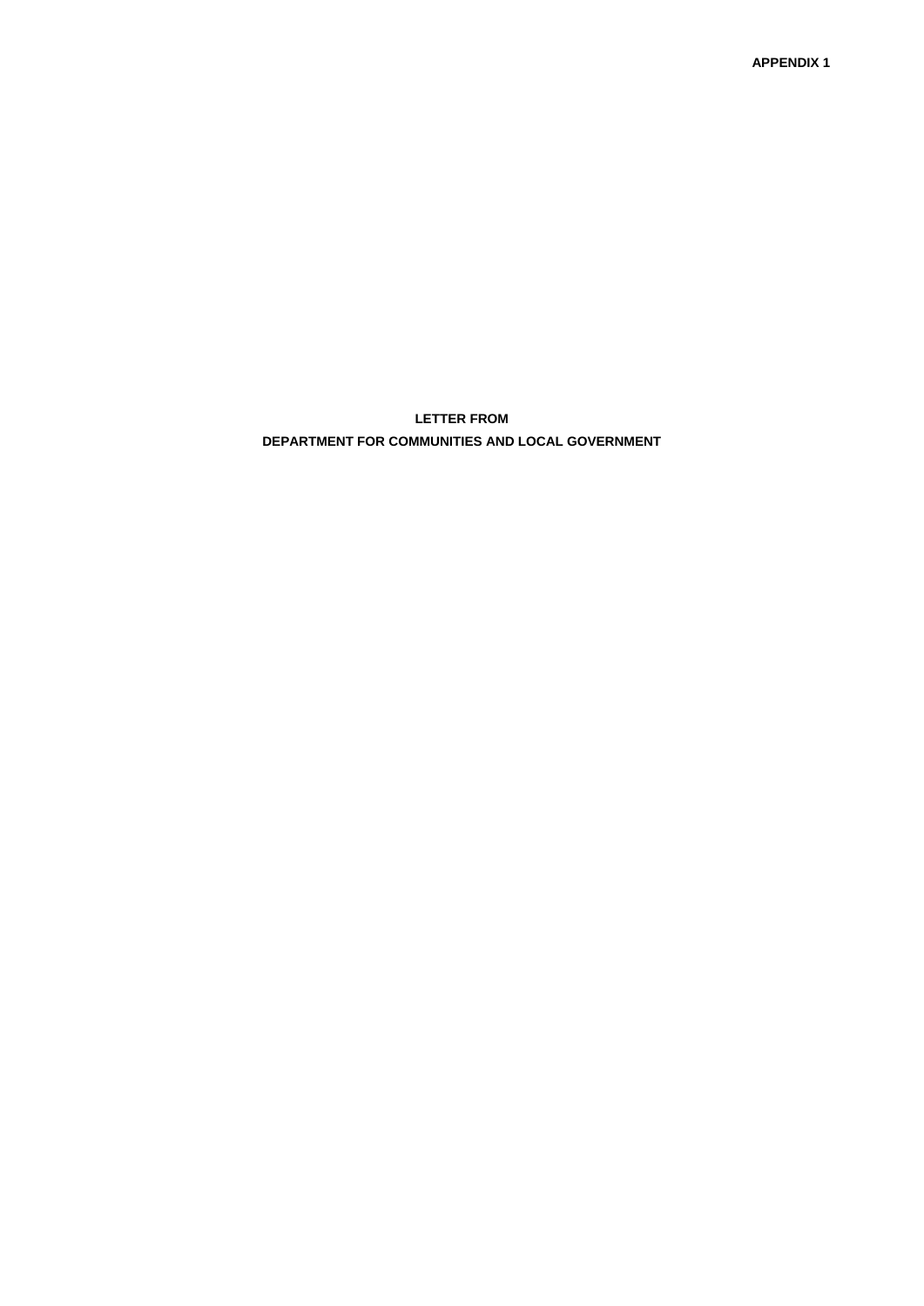**APPENDIX 1**

**LETTER FROM**

**DEPARTMENT FOR COMMUNITIES AND LOCAL GOVERNMENT**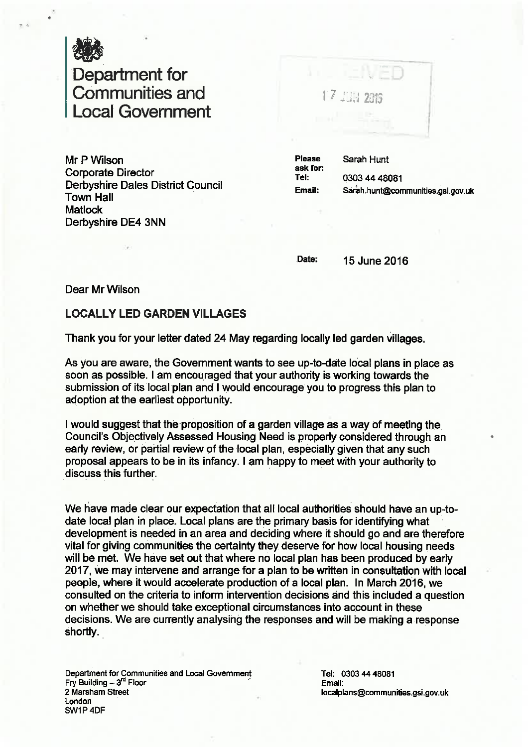# Department for Communities and Local Government

RECEIVED

17 JUN 2016

Mr P Wilson
Corporate Director
Derbyshire Dales District Council
Town Hall
Matlock
Derbyshire DE4 3NN

**Please ask for:** Sarah Hunt
**Tel:** 0303 44 48081
**Email:** Sarah.hunt@communities.gsi.gov.uk

**Date:** 15 June 2016

Dear Mr Wilson

**LOCALLY LED GARDEN VILLAGES**

Thank you for your letter dated 24 May regarding locally led garden villages.

As you are aware, the Government wants to see up-to-date local plans in place as soon as possible. I am encouraged that your authority is working towards the submission of its local plan and I would encourage you to progress this plan to adoption at the earliest opportunity.

I would suggest that the proposition of a garden village as a way of meeting the Council's Objectively Assessed Housing Need is properly considered through an early review, or partial review of the local plan, especially given that any such proposal appears to be in its infancy. I am happy to meet with your authority to discuss this further.

We have made clear our expectation that all local authorities should have an up-to-date local plan in place. Local plans are the primary basis for identifying what development is needed in an area and deciding where it should go and are therefore vital for giving communities the certainty they deserve for how local housing needs will be met. We have set out that where no local plan has been produced by early 2017, we may intervene and arrange for a plan to be written in consultation with local people, where it would accelerate production of a local plan. In March 2016, we consulted on the criteria to inform intervention decisions and this included a question on whether we should take exceptional circumstances into account in these decisions. We are currently analysing the responses and will be making a response shortly.

Department for Communities and Local Government
Fry Building – 3rd Floor
2 Marsham Street
London
SW1P 4DF

Tel: 0303 44 48081
Email: localplans@communities.gsi.gov.uk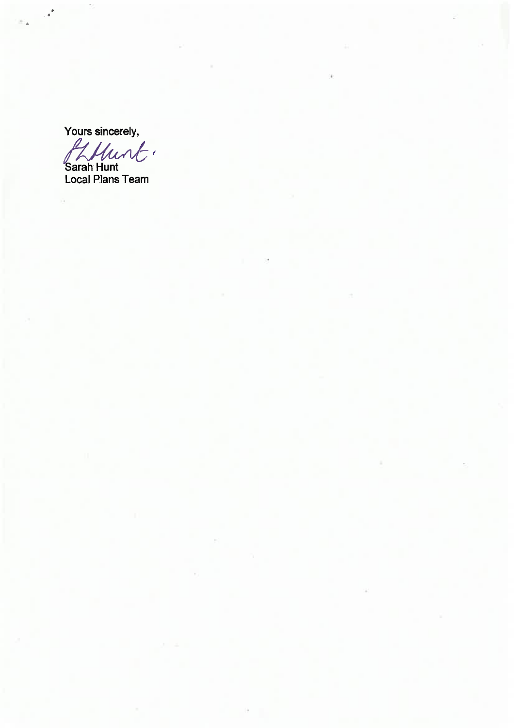Yours sincerely,

Sarah Hunt
Local Plans Team